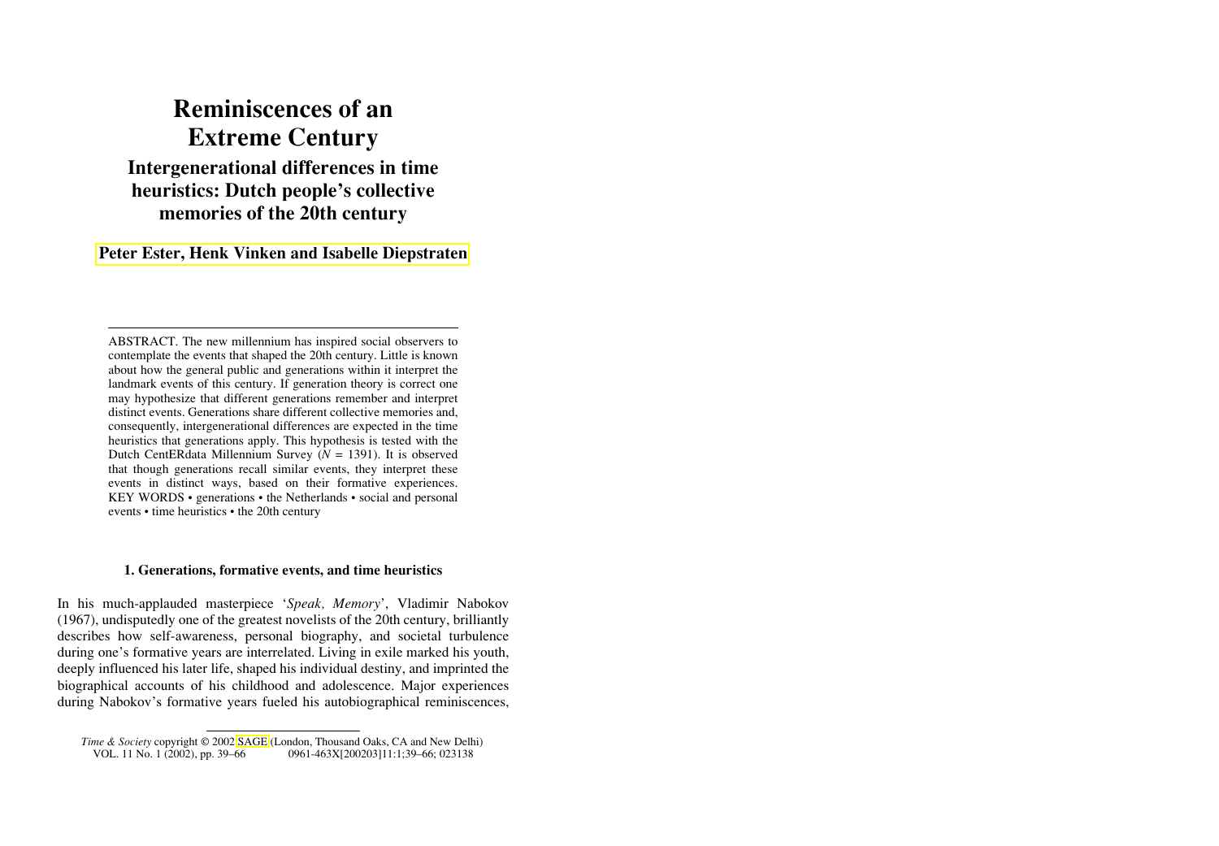# Reminiscences of an Extreme Century

## Intergenerational differences in time heuristics: Dutch people's collective memories of the 20th century

**Peter Ester, Henk Vinken and Isabelle Diepstraten**

ABSTRACT. The new millennium has inspired social observers to contemplate the events that shaped the 20th century. Little is known about how the general public and generations within it interpret the landmark events of this century. If generation theory is correct one may hypothesize that different generations remember and interpret distinct events. Generations share different collective memories and, consequently, intergenerational differences are expected in the time heuristics that generations apply. This hypothesis is tested with the Dutch CentERdata Millennium Survey ($N$ = 1391). It is observed that though generations recall similar events, they interpret these events in distinct ways, based on their formative experiences.
KEY WORDS • generations • the Netherlands • social and personal events • time heuristics • the 20th century

### 1. Generations, formative events, and time heuristics

In his much-applauded masterpiece '*Speak, Memory*', Vladimir Nabokov (1967), undisputedly one of the greatest novelists of the 20th century, brilliantly describes how self-awareness, personal biography, and societal turbulence during one's formative years are interrelated. Living in exile marked his youth, deeply influenced his later life, shaped his individual destiny, and imprinted the biographical accounts of his childhood and adolescence. Major experiences during Nabokov's formative years fueled his autobiographical reminiscences,

*Time & Society* copyright © 2002 SAGE (London, Thousand Oaks, CA and New Delhi)
VOL. 11 No. 1 (2002), pp. 39–66 0961-463X[200203]11:1;39–66; 023138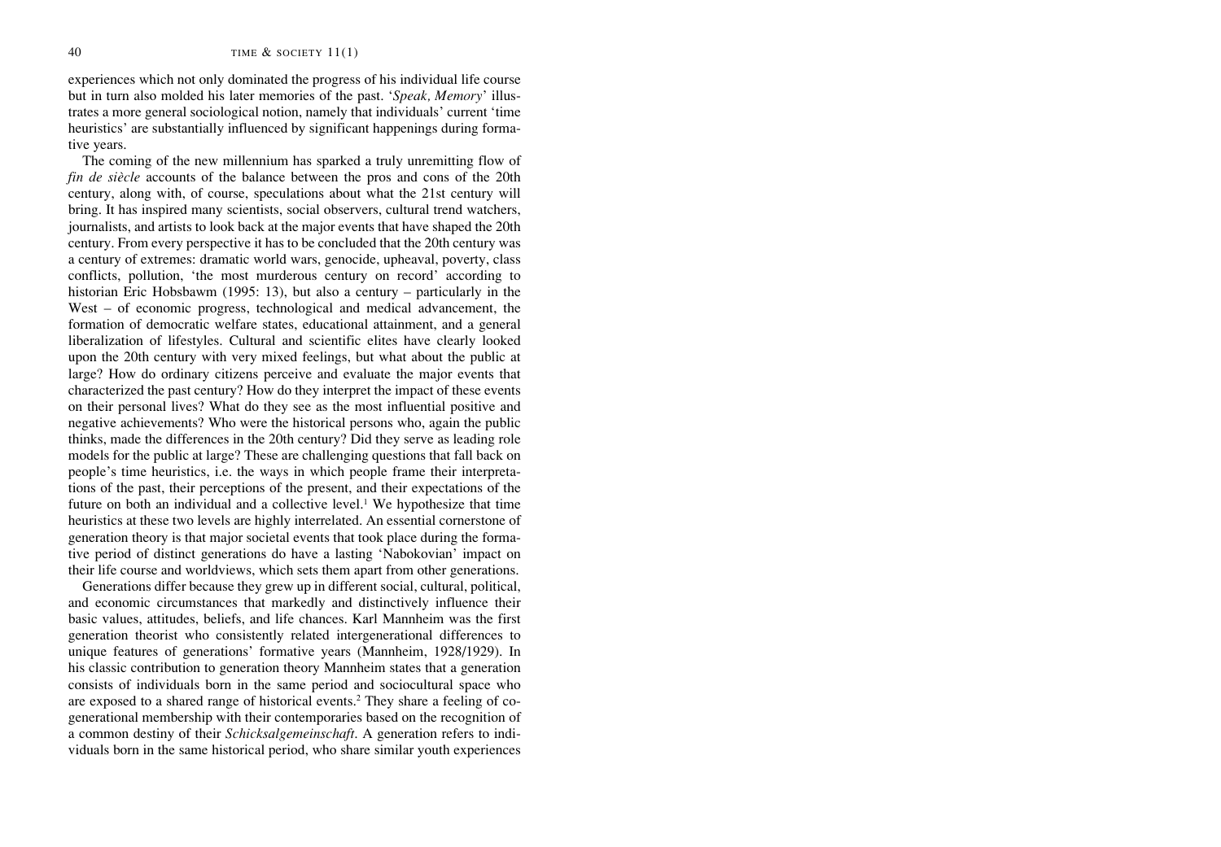experiences which not only dominated the progress of his individual life course but in turn also molded his later memories of the past. '*Speak, Memory*' illustrates a more general sociological notion, namely that individuals' current 'time heuristics' are substantially influenced by significant happenings during formative years.

The coming of the new millennium has sparked a truly unremitting flow of *fin de siècle* accounts of the balance between the pros and cons of the 20th century, along with, of course, speculations about what the 21st century will bring. It has inspired many scientists, social observers, cultural trend watchers, journalists, and artists to look back at the major events that have shaped the 20th century. From every perspective it has to be concluded that the 20th century was a century of extremes: dramatic world wars, genocide, upheaval, poverty, class conflicts, pollution, 'the most murderous century on record' according to historian Eric Hobsbawm (1995: 13), but also a century – particularly in the West – of economic progress, technological and medical advancement, the formation of democratic welfare states, educational attainment, and a general liberalization of lifestyles. Cultural and scientific elites have clearly looked upon the 20th century with very mixed feelings, but what about the public at large? How do ordinary citizens perceive and evaluate the major events that characterized the past century? How do they interpret the impact of these events on their personal lives? What do they see as the most influential positive and negative achievements? Who were the historical persons who, again the public thinks, made the differences in the 20th century? Did they serve as leading role models for the public at large? These are challenging questions that fall back on people's time heuristics, i.e. the ways in which people frame their interpretations of the past, their perceptions of the present, and their expectations of the future on both an individual and a collective level.[1] We hypothesize that time heuristics at these two levels are highly interrelated. An essential cornerstone of generation theory is that major societal events that took place during the formative period of distinct generations do have a lasting 'Nabokovian' impact on their life course and worldviews, which sets them apart from other generations.

Generations differ because they grew up in different social, cultural, political, and economic circumstances that markedly and distinctively influence their basic values, attitudes, beliefs, and life chances. Karl Mannheim was the first generation theorist who consistently related intergenerational differences to unique features of generations' formative years (Mannheim, 1928/1929). In his classic contribution to generation theory Mannheim states that a generation consists of individuals born in the same period and sociocultural space who are exposed to a shared range of historical events.[2] They share a feeling of co-generational membership with their contemporaries based on the recognition of a common destiny of their *Schicksalgemeinschaft*. A generation refers to individuals born in the same historical period, who share similar youth experiences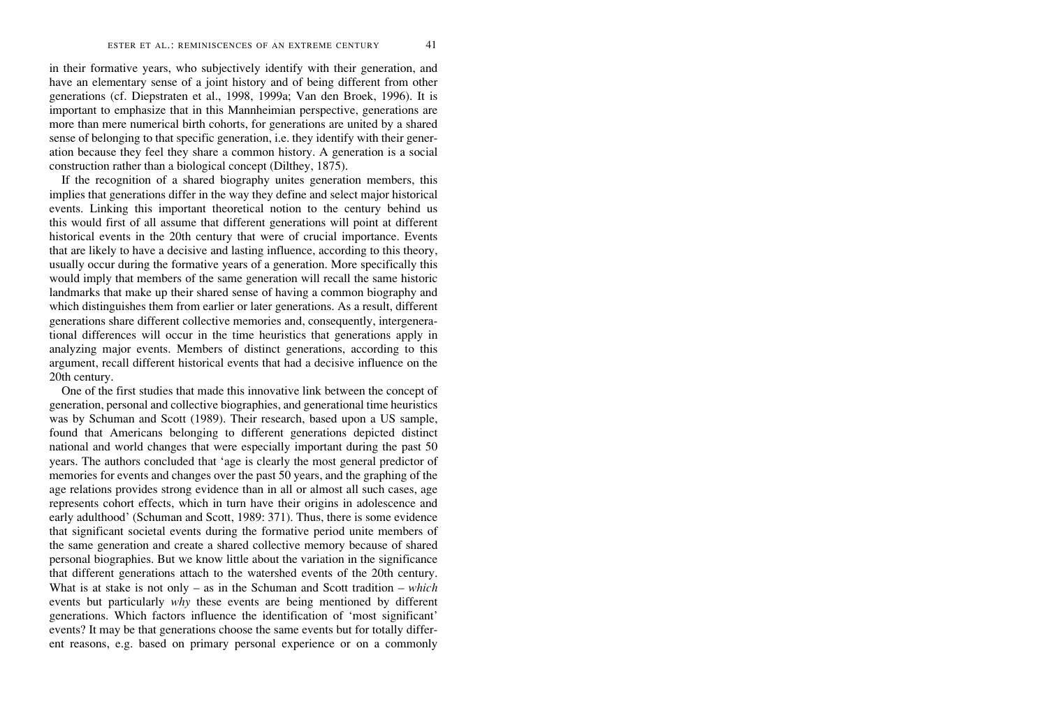in their formative years, who subjectively identify with their generation, and have an elementary sense of a joint history and of being different from other generations (cf. Diepstraten et al., 1998, 1999a; Van den Broek, 1996). It is important to emphasize that in this Mannheimian perspective, generations are more than mere numerical birth cohorts, for generations are united by a shared sense of belonging to that specific generation, i.e. they identify with their generation because they feel they share a common history. A generation is a social construction rather than a biological concept (Dilthey, 1875).

If the recognition of a shared biography unites generation members, this implies that generations differ in the way they define and select major historical events. Linking this important theoretical notion to the century behind us this would first of all assume that different generations will point at different historical events in the 20th century that were of crucial importance. Events that are likely to have a decisive and lasting influence, according to this theory, usually occur during the formative years of a generation. More specifically this would imply that members of the same generation will recall the same historic landmarks that make up their shared sense of having a common biography and which distinguishes them from earlier or later generations. As a result, different generations share different collective memories and, consequently, intergenerational differences will occur in the time heuristics that generations apply in analyzing major events. Members of distinct generations, according to this argument, recall different historical events that had a decisive influence on the 20th century.

One of the first studies that made this innovative link between the concept of generation, personal and collective biographies, and generational time heuristics was by Schuman and Scott (1989). Their research, based upon a US sample, found that Americans belonging to different generations depicted distinct national and world changes that were especially important during the past 50 years. The authors concluded that 'age is clearly the most general predictor of memories for events and changes over the past 50 years, and the graphing of the age relations provides strong evidence than in all or almost all such cases, age represents cohort effects, which in turn have their origins in adolescence and early adulthood' (Schuman and Scott, 1989: 371). Thus, there is some evidence that significant societal events during the formative period unite members of the same generation and create a shared collective memory because of shared personal biographies. But we know little about the variation in the significance that different generations attach to the watershed events of the 20th century. What is at stake is not only – as in the Schuman and Scott tradition – *which* events but particularly *why* these events are being mentioned by different generations. Which factors influence the identification of 'most significant' events? It may be that generations choose the same events but for totally different reasons, e.g. based on primary personal experience or on a commonly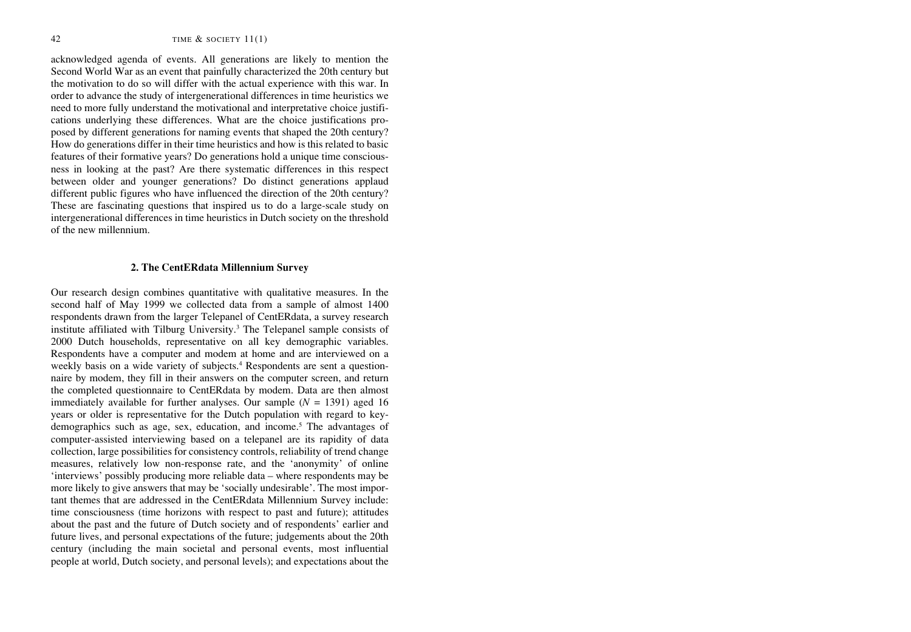acknowledged agenda of events. All generations are likely to mention the Second World War as an event that painfully characterized the 20th century but the motivation to do so will differ with the actual experience with this war. In order to advance the study of intergenerational differences in time heuristics we need to more fully understand the motivational and interpretative choice justifications underlying these differences. What are the choice justifications proposed by different generations for naming events that shaped the 20th century? How do generations differ in their time heuristics and how is this related to basic features of their formative years? Do generations hold a unique time consciousness in looking at the past? Are there systematic differences in this respect between older and younger generations? Do distinct generations applaud different public figures who have influenced the direction of the 20th century? These are fascinating questions that inspired us to do a large-scale study on intergenerational differences in time heuristics in Dutch society on the threshold of the new millennium.

## 2. The CentERdata Millennium Survey

Our research design combines quantitative with qualitative measures. In the second half of May 1999 we collected data from a sample of almost 1400 respondents drawn from the larger Telepanel of CentERdata, a survey research institute affiliated with Tilburg University.[3] The Telepanel sample consists of 2000 Dutch households, representative on all key demographic variables. Respondents have a computer and modem at home and are interviewed on a weekly basis on a wide variety of subjects.[4] Respondents are sent a questionnaire by modem, they fill in their answers on the computer screen, and return the completed questionnaire to CentERdata by modem. Data are then almost immediately available for further analyses. Our sample ($N$ = 1391) aged 16 years or older is representative for the Dutch population with regard to key-demographics such as age, sex, education, and income.[5] The advantages of computer-assisted interviewing based on a telepanel are its rapidity of data collection, large possibilities for consistency controls, reliability of trend change measures, relatively low non-response rate, and the 'anonymity' of online 'interviews' possibly producing more reliable data – where respondents may be more likely to give answers that may be 'socially undesirable'. The most important themes that are addressed in the CentERdata Millennium Survey include: time consciousness (time horizons with respect to past and future); attitudes about the past and the future of Dutch society and of respondents' earlier and future lives, and personal expectations of the future; judgements about the 20th century (including the main societal and personal events, most influential people at world, Dutch society, and personal levels); and expectations about the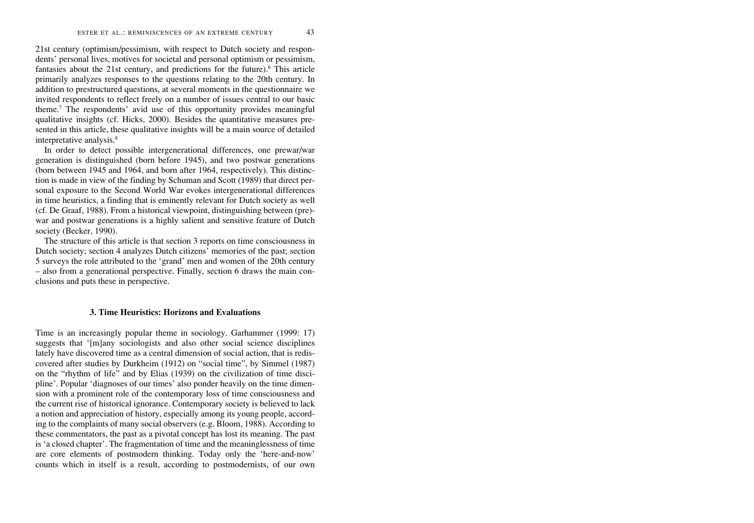21st century (optimism/pessimism, with respect to Dutch society and respondents' personal lives, motives for societal and personal optimism or pessimism, fantasies about the 21st century, and predictions for the future).[6] This article primarily analyzes responses to the questions relating to the 20th century. In addition to prestructured questions, at several moments in the questionnaire we invited respondents to reflect freely on a number of issues central to our basic theme.[7] The respondents' avid use of this opportunity provides meaningful qualitative insights (cf. Hicks, 2000). Besides the quantitative measures presented in this article, these qualitative insights will be a main source of detailed interpretative analysis.[8]

In order to detect possible intergenerational differences, one prewar/war generation is distinguished (born before 1945), and two postwar generations (born between 1945 and 1964, and born after 1964, respectively). This distinction is made in view of the finding by Schuman and Scott (1989) that direct personal exposure to the Second World War evokes intergenerational differences in time heuristics, a finding that is eminently relevant for Dutch society as well (cf. De Graaf, 1988). From a historical viewpoint, distinguishing between (pre)-war and postwar generations is a highly salient and sensitive feature of Dutch society (Becker, 1990).

The structure of this article is that section 3 reports on time consciousness in Dutch society; section 4 analyzes Dutch citizens' memories of the past; section 5 surveys the role attributed to the 'grand' men and women of the 20th century – also from a generational perspective. Finally, section 6 draws the main conclusions and puts these in perspective.

## 3. Time Heuristics: Horizons and Evaluations

Time is an increasingly popular theme in sociology. Garhammer (1999: 17) suggests that '[m]any sociologists and also other social science disciplines lately have discovered time as a central dimension of social action, that is rediscovered after studies by Durkheim (1912) on "social time", by Simmel (1987) on the "rhythm of life" and by Elias (1939) on the civilization of time discipline'. Popular 'diagnoses of our times' also ponder heavily on the time dimension with a prominent role of the contemporary loss of time consciousness and the current rise of historical ignorance. Contemporary society is believed to lack a notion and appreciation of history, especially among its young people, according to the complaints of many social observers (e.g. Bloom, 1988). According to these commentators, the past as a pivotal concept has lost its meaning. The past is 'a closed chapter'. The fragmentation of time and the meaninglessness of time are core elements of postmodern thinking. Today only the 'here-and-now' counts which in itself is a result, according to postmodernists, of our own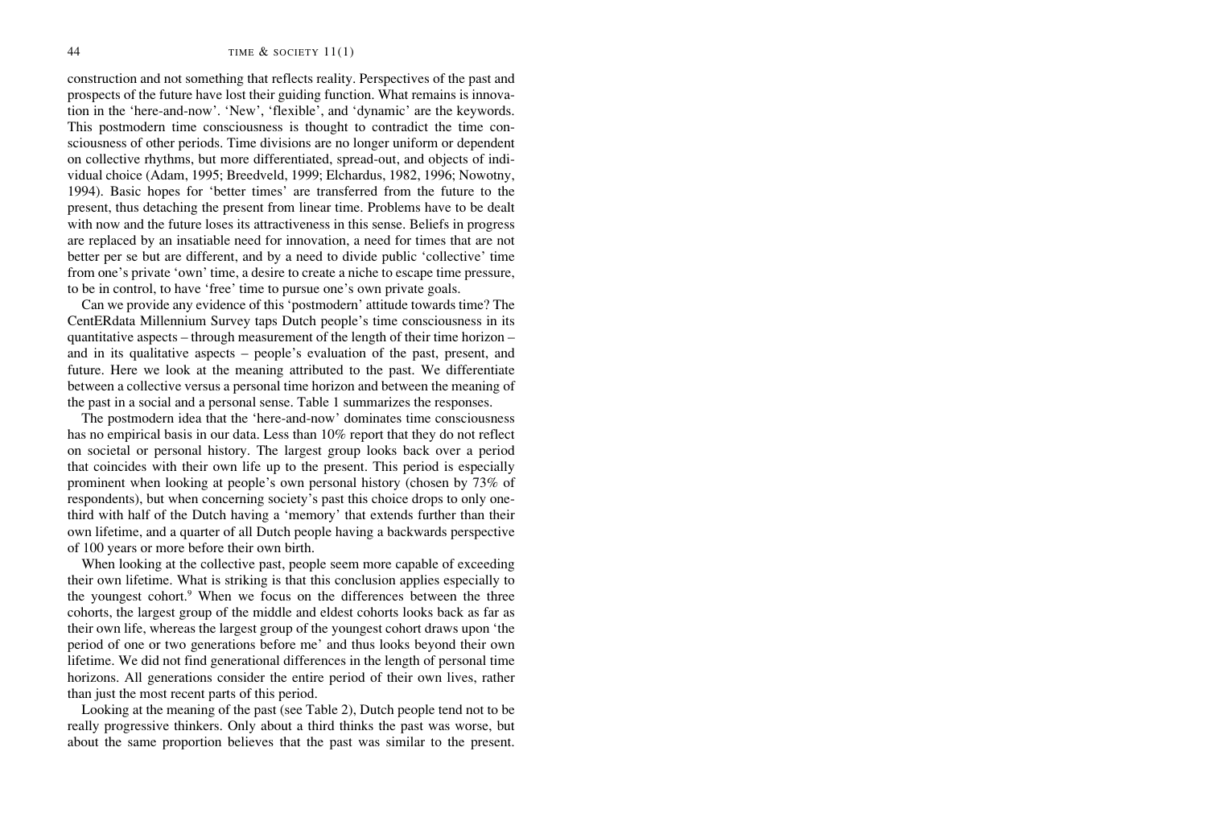construction and not something that reflects reality. Perspectives of the past and prospects of the future have lost their guiding function. What remains is innovation in the 'here-and-now'. 'New', 'flexible', and 'dynamic' are the keywords. This postmodern time consciousness is thought to contradict the time consciousness of other periods. Time divisions are no longer uniform or dependent on collective rhythms, but more differentiated, spread-out, and objects of individual choice (Adam, 1995; Breedveld, 1999; Elchardus, 1982, 1996; Nowotny, 1994). Basic hopes for 'better times' are transferred from the future to the present, thus detaching the present from linear time. Problems have to be dealt with now and the future loses its attractiveness in this sense. Beliefs in progress are replaced by an insatiable need for innovation, a need for times that are not better per se but are different, and by a need to divide public 'collective' time from one's private 'own' time, a desire to create a niche to escape time pressure, to be in control, to have 'free' time to pursue one's own private goals.

Can we provide any evidence of this 'postmodern' attitude towards time? The CentERdata Millennium Survey taps Dutch people's time consciousness in its quantitative aspects – through measurement of the length of their time horizon – and in its qualitative aspects – people's evaluation of the past, present, and future. Here we look at the meaning attributed to the past. We differentiate between a collective versus a personal time horizon and between the meaning of the past in a social and a personal sense. Table 1 summarizes the responses.

The postmodern idea that the 'here-and-now' dominates time consciousness has no empirical basis in our data. Less than 10% report that they do not reflect on societal or personal history. The largest group looks back over a period that coincides with their own life up to the present. This period is especially prominent when looking at people's own personal history (chosen by 73% of respondents), but when concerning society's past this choice drops to only one-third with half of the Dutch having a 'memory' that extends further than their own lifetime, and a quarter of all Dutch people having a backwards perspective of 100 years or more before their own birth.

When looking at the collective past, people seem more capable of exceeding their own lifetime. What is striking is that this conclusion applies especially to the youngest cohort.[9] When we focus on the differences between the three cohorts, the largest group of the middle and eldest cohorts looks back as far as their own life, whereas the largest group of the youngest cohort draws upon 'the period of one or two generations before me' and thus looks beyond their own lifetime. We did not find generational differences in the length of personal time horizons. All generations consider the entire period of their own lives, rather than just the most recent parts of this period.

Looking at the meaning of the past (see Table 2), Dutch people tend not to be really progressive thinkers. Only about a third thinks the past was worse, but about the same proportion believes that the past was similar to the present.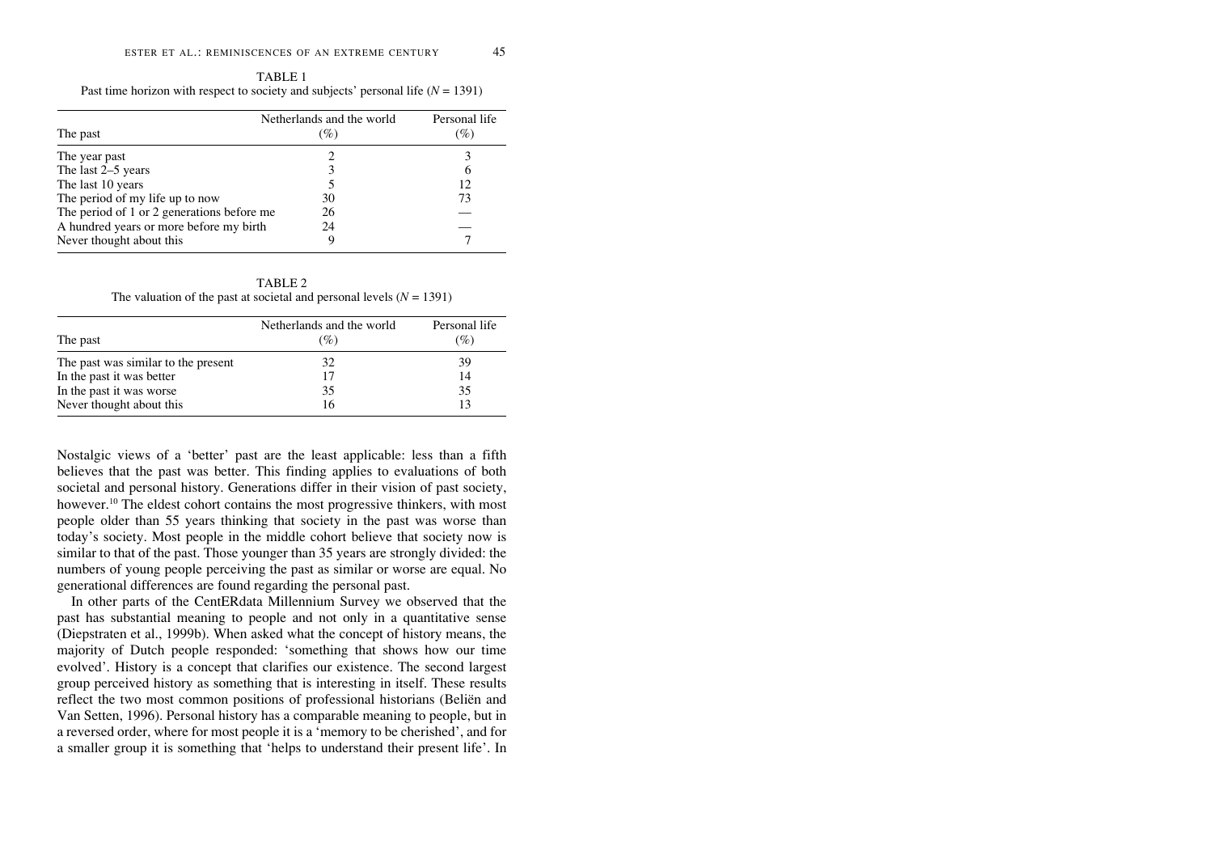TABLE 1
Past time horizon with respect to society and subjects' personal life ($N$ = 1391)

| The past | Netherlands and the world (%) | Personal life (%) |
|---|---|---|
| The year past | 2 | 3 |
| The last 2–5 years | 3 | 6 |
| The last 10 years | 5 | 12 |
| The period of my life up to now | 30 | 73 |
| The period of 1 or 2 generations before me | 26 | — |
| A hundred years or more before my birth | 24 | — |
| Never thought about this | 9 | 7 |

TABLE 2
The valuation of the past at societal and personal levels ($N$ = 1391)

| The past | Netherlands and the world (%) | Personal life (%) |
|---|---|---|
| The past was similar to the present | 32 | 39 |
| In the past it was better | 17 | 14 |
| In the past it was worse | 35 | 35 |
| Never thought about this | 16 | 13 |

Nostalgic views of a 'better' past are the least applicable: less than a fifth believes that the past was better. This finding applies to evaluations of both societal and personal history. Generations differ in their vision of past society, however.[10] The eldest cohort contains the most progressive thinkers, with most people older than 55 years thinking that society in the past was worse than today's society. Most people in the middle cohort believe that society now is similar to that of the past. Those younger than 35 years are strongly divided: the numbers of young people perceiving the past as similar or worse are equal. No generational differences are found regarding the personal past.

In other parts of the CentERdata Millennium Survey we observed that the past has substantial meaning to people and not only in a quantitative sense (Diepstraten et al., 1999b). When asked what the concept of history means, the majority of Dutch people responded: 'something that shows how our time evolved'. History is a concept that clarifies our existence. The second largest group perceived history as something that is interesting in itself. These results reflect the two most common positions of professional historians (Beliën and Van Setten, 1996). Personal history has a comparable meaning to people, but in a reversed order, where for most people it is a 'memory to be cherished', and for a smaller group it is something that 'helps to understand their present life'. In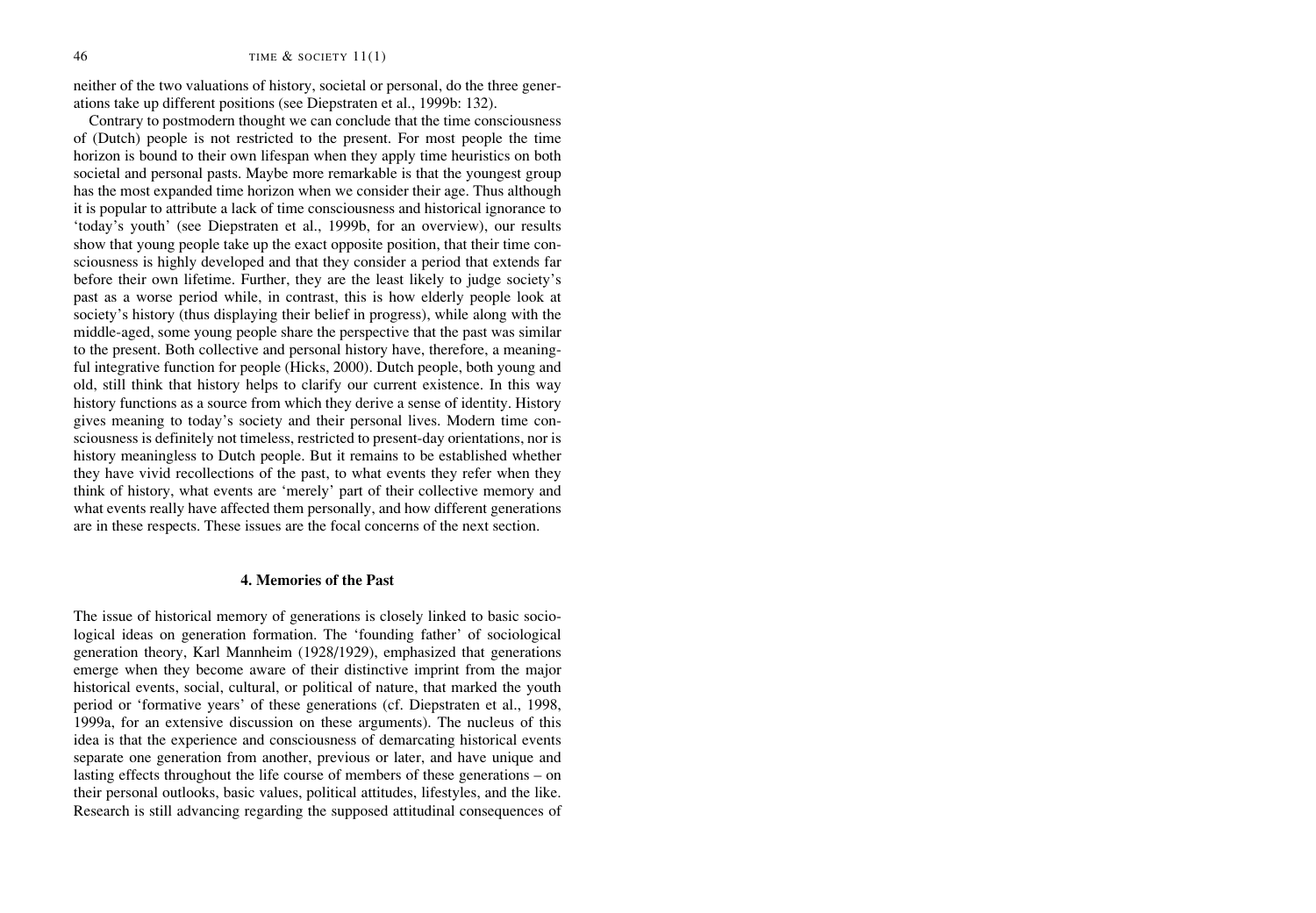neither of the two valuations of history, societal or personal, do the three generations take up different positions (see Diepstraten et al., 1999b: 132).

Contrary to postmodern thought we can conclude that the time consciousness of (Dutch) people is not restricted to the present. For most people the time horizon is bound to their own lifespan when they apply time heuristics on both societal and personal pasts. Maybe more remarkable is that the youngest group has the most expanded time horizon when we consider their age. Thus although it is popular to attribute a lack of time consciousness and historical ignorance to 'today's youth' (see Diepstraten et al., 1999b, for an overview), our results show that young people take up the exact opposite position, that their time consciousness is highly developed and that they consider a period that extends far before their own lifetime. Further, they are the least likely to judge society's past as a worse period while, in contrast, this is how elderly people look at society's history (thus displaying their belief in progress), while along with the middle-aged, some young people share the perspective that the past was similar to the present. Both collective and personal history have, therefore, a meaningful integrative function for people (Hicks, 2000). Dutch people, both young and old, still think that history helps to clarify our current existence. In this way history functions as a source from which they derive a sense of identity. History gives meaning to today's society and their personal lives. Modern time consciousness is definitely not timeless, restricted to present-day orientations, nor is history meaningless to Dutch people. But it remains to be established whether they have vivid recollections of the past, to what events they refer when they think of history, what events are 'merely' part of their collective memory and what events really have affected them personally, and how different generations are in these respects. These issues are the focal concerns of the next section.

## 4. Memories of the Past

The issue of historical memory of generations is closely linked to basic sociological ideas on generation formation. The 'founding father' of sociological generation theory, Karl Mannheim (1928/1929), emphasized that generations emerge when they become aware of their distinctive imprint from the major historical events, social, cultural, or political of nature, that marked the youth period or 'formative years' of these generations (cf. Diepstraten et al., 1998, 1999a, for an extensive discussion on these arguments). The nucleus of this idea is that the experience and consciousness of demarcating historical events separate one generation from another, previous or later, and have unique and lasting effects throughout the life course of members of these generations – on their personal outlooks, basic values, political attitudes, lifestyles, and the like. Research is still advancing regarding the supposed attitudinal consequences of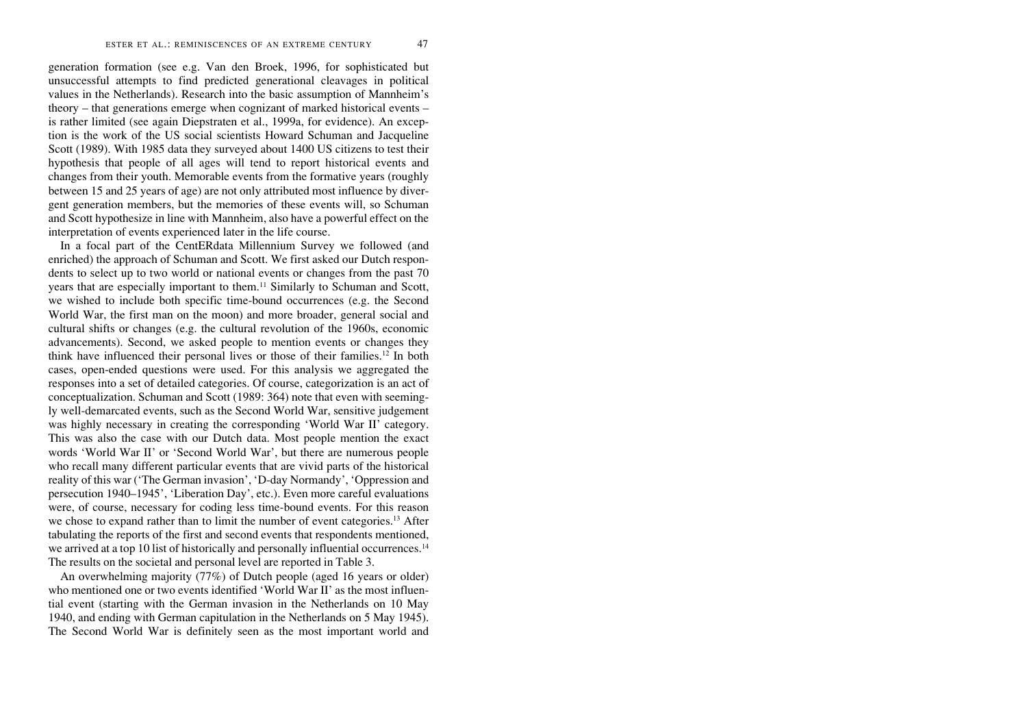generation formation (see e.g. Van den Broek, 1996, for sophisticated but unsuccessful attempts to find predicted generational cleavages in political values in the Netherlands). Research into the basic assumption of Mannheim's theory – that generations emerge when cognizant of marked historical events – is rather limited (see again Diepstraten et al., 1999a, for evidence). An exception is the work of the US social scientists Howard Schuman and Jacqueline Scott (1989). With 1985 data they surveyed about 1400 US citizens to test their hypothesis that people of all ages will tend to report historical events and changes from their youth. Memorable events from the formative years (roughly between 15 and 25 years of age) are not only attributed most influence by divergent generation members, but the memories of these events will, so Schuman and Scott hypothesize in line with Mannheim, also have a powerful effect on the interpretation of events experienced later in the life course.

In a focal part of the CentERdata Millennium Survey we followed (and enriched) the approach of Schuman and Scott. We first asked our Dutch respondents to select up to two world or national events or changes from the past 70 years that are especially important to them.[11] Similarly to Schuman and Scott, we wished to include both specific time-bound occurrences (e.g. the Second World War, the first man on the moon) and more broader, general social and cultural shifts or changes (e.g. the cultural revolution of the 1960s, economic advancements). Second, we asked people to mention events or changes they think have influenced their personal lives or those of their families.[12] In both cases, open-ended questions were used. For this analysis we aggregated the responses into a set of detailed categories. Of course, categorization is an act of conceptualization. Schuman and Scott (1989: 364) note that even with seemingly well-demarcated events, such as the Second World War, sensitive judgement was highly necessary in creating the corresponding 'World War II' category. This was also the case with our Dutch data. Most people mention the exact words 'World War II' or 'Second World War', but there are numerous people who recall many different particular events that are vivid parts of the historical reality of this war ('The German invasion', 'D-day Normandy', 'Oppression and persecution 1940–1945', 'Liberation Day', etc.). Even more careful evaluations were, of course, necessary for coding less time-bound events. For this reason we chose to expand rather than to limit the number of event categories.[13] After tabulating the reports of the first and second events that respondents mentioned, we arrived at a top 10 list of historically and personally influential occurrences.[14] The results on the societal and personal level are reported in Table 3.

An overwhelming majority (77%) of Dutch people (aged 16 years or older) who mentioned one or two events identified 'World War II' as the most influential event (starting with the German invasion in the Netherlands on 10 May 1940, and ending with German capitulation in the Netherlands on 5 May 1945). The Second World War is definitely seen as the most important world and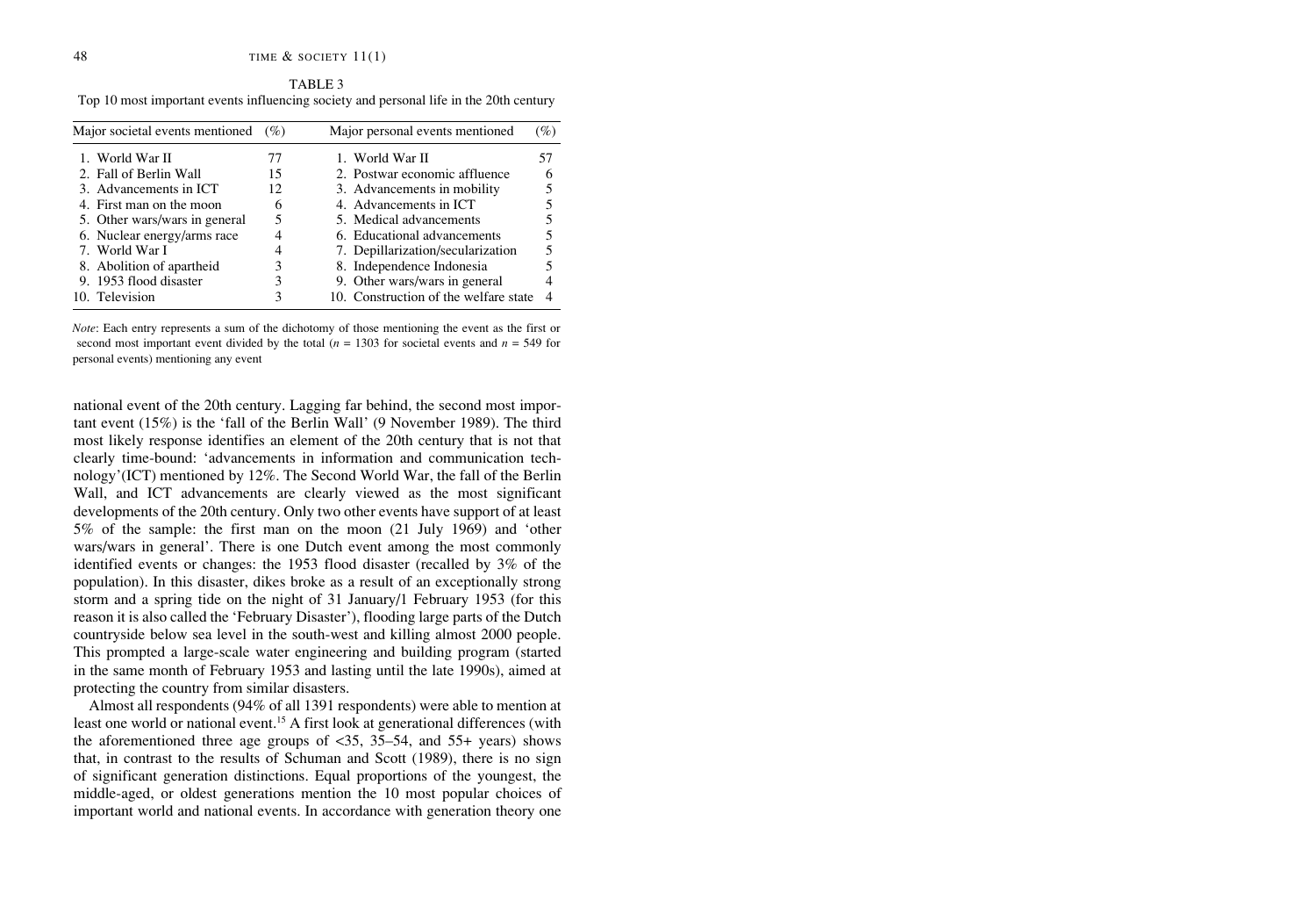TABLE 3
Top 10 most important events influencing society and personal life in the 20th century

| Major societal events mentioned | (%) | Major personal events mentioned | (%) |
|---|---|---|---|
| 1. World War II | 77 | 1. World War II | 57 |
| 2. Fall of Berlin Wall | 15 | 2. Postwar economic affluence | 6 |
| 3. Advancements in ICT | 12 | 3. Advancements in mobility | 5 |
| 4. First man on the moon | 6 | 4. Advancements in ICT | 5 |
| 5. Other wars/wars in general | 5 | 5. Medical advancements | 5 |
| 6. Nuclear energy/arms race | 4 | 6. Educational advancements | 5 |
| 7. World War I | 4 | 7. Depillarization/secularization | 5 |
| 8. Abolition of apartheid | 3 | 8. Independence Indonesia | 5 |
| 9. 1953 flood disaster | 3 | 9. Other wars/wars in general | 4 |
| 10. Television | 3 | 10. Construction of the welfare state | 4 |

*Note*: Each entry represents a sum of the dichotomy of those mentioning the event as the first or second most important event divided by the total ($n = 1303$ for societal events and $n = 549$ for personal events) mentioning any event

national event of the 20th century. Lagging far behind, the second most important event (15%) is the 'fall of the Berlin Wall' (9 November 1989). The third most likely response identifies an element of the 20th century that is not that clearly time-bound: 'advancements in information and communication technology'(ICT) mentioned by 12%. The Second World War, the fall of the Berlin Wall, and ICT advancements are clearly viewed as the most significant developments of the 20th century. Only two other events have support of at least 5% of the sample: the first man on the moon (21 July 1969) and 'other wars/wars in general'. There is one Dutch event among the most commonly identified events or changes: the 1953 flood disaster (recalled by 3% of the population). In this disaster, dikes broke as a result of an exceptionally strong storm and a spring tide on the night of 31 January/1 February 1953 (for this reason it is also called the 'February Disaster'), flooding large parts of the Dutch countryside below sea level in the south-west and killing almost 2000 people. This prompted a large-scale water engineering and building program (started in the same month of February 1953 and lasting until the late 1990s), aimed at protecting the country from similar disasters.

Almost all respondents (94% of all 1391 respondents) were able to mention at least one world or national event.[15] A first look at generational differences (with the aforementioned three age groups of <35, 35–54, and 55+ years) shows that, in contrast to the results of Schuman and Scott (1989), there is no sign of significant generation distinctions. Equal proportions of the youngest, the middle-aged, or oldest generations mention the 10 most popular choices of important world and national events. In accordance with generation theory one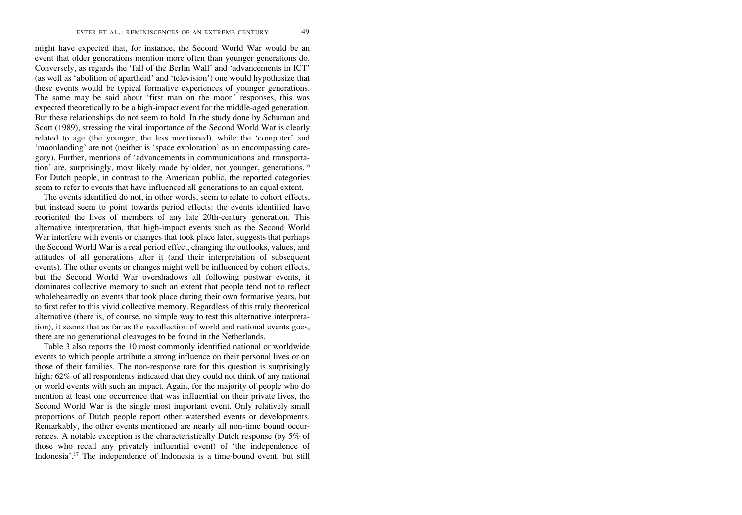might have expected that, for instance, the Second World War would be an event that older generations mention more often than younger generations do. Conversely, as regards the 'fall of the Berlin Wall' and 'advancements in ICT' (as well as 'abolition of apartheid' and 'television') one would hypothesize that these events would be typical formative experiences of younger generations. The same may be said about 'first man on the moon' responses, this was expected theoretically to be a high-impact event for the middle-aged generation. But these relationships do not seem to hold. In the study done by Schuman and Scott (1989), stressing the vital importance of the Second World War is clearly related to age (the younger, the less mentioned), while the 'computer' and 'moonlanding' are not (neither is 'space exploration' as an encompassing category). Further, mentions of 'advancements in communications and transportation' are, surprisingly, most likely made by older, not younger, generations.[16] For Dutch people, in contrast to the American public, the reported categories seem to refer to events that have influenced all generations to an equal extent.

The events identified do not, in other words, seem to relate to cohort effects, but instead seem to point towards period effects: the events identified have reoriented the lives of members of any late 20th-century generation. This alternative interpretation, that high-impact events such as the Second World War interfere with events or changes that took place later, suggests that perhaps the Second World War is a real period effect, changing the outlooks, values, and attitudes of all generations after it (and their interpretation of subsequent events). The other events or changes might well be influenced by cohort effects, but the Second World War overshadows all following postwar events, it dominates collective memory to such an extent that people tend not to reflect wholeheartedly on events that took place during their own formative years, but to first refer to this vivid collective memory. Regardless of this truly theoretical alternative (there is, of course, no simple way to test this alternative interpretation), it seems that as far as the recollection of world and national events goes, there are no generational cleavages to be found in the Netherlands.

Table 3 also reports the 10 most commonly identified national or worldwide events to which people attribute a strong influence on their personal lives or on those of their families. The non-response rate for this question is surprisingly high: 62% of all respondents indicated that they could not think of any national or world events with such an impact. Again, for the majority of people who do mention at least one occurrence that was influential on their private lives, the Second World War is the single most important event. Only relatively small proportions of Dutch people report other watershed events or developments. Remarkably, the other events mentioned are nearly all non-time bound occurrences. A notable exception is the characteristically Dutch response (by 5% of those who recall any privately influential event) of 'the independence of Indonesia'.[17] The independence of Indonesia is a time-bound event, but still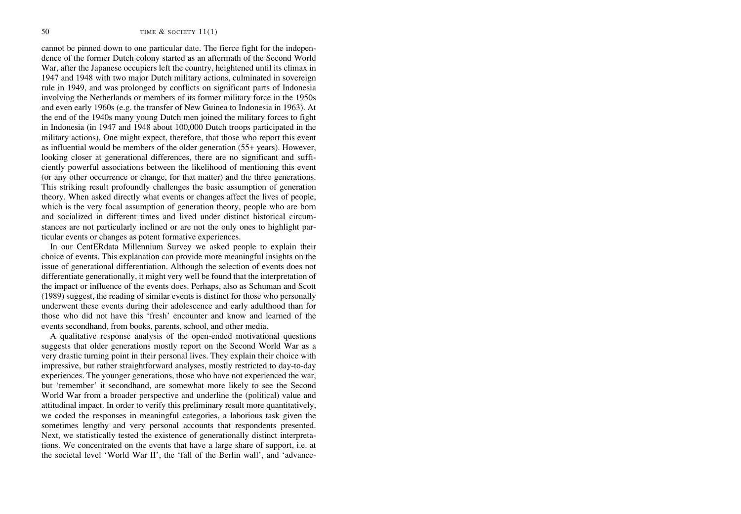cannot be pinned down to one particular date. The fierce fight for the independence of the former Dutch colony started as an aftermath of the Second World War, after the Japanese occupiers left the country, heightened until its climax in 1947 and 1948 with two major Dutch military actions, culminated in sovereign rule in 1949, and was prolonged by conflicts on significant parts of Indonesia involving the Netherlands or members of its former military force in the 1950s and even early 1960s (e.g. the transfer of New Guinea to Indonesia in 1963). At the end of the 1940s many young Dutch men joined the military forces to fight in Indonesia (in 1947 and 1948 about 100,000 Dutch troops participated in the military actions). One might expect, therefore, that those who report this event as influential would be members of the older generation (55+ years). However, looking closer at generational differences, there are no significant and sufficiently powerful associations between the likelihood of mentioning this event (or any other occurrence or change, for that matter) and the three generations. This striking result profoundly challenges the basic assumption of generation theory. When asked directly what events or changes affect the lives of people, which is the very focal assumption of generation theory, people who are born and socialized in different times and lived under distinct historical circumstances are not particularly inclined or are not the only ones to highlight particular events or changes as potent formative experiences.

In our CentERdata Millennium Survey we asked people to explain their choice of events. This explanation can provide more meaningful insights on the issue of generational differentiation. Although the selection of events does not differentiate generationally, it might very well be found that the interpretation of the impact or influence of the events does. Perhaps, also as Schuman and Scott (1989) suggest, the reading of similar events is distinct for those who personally underwent these events during their adolescence and early adulthood than for those who did not have this 'fresh' encounter and know and learned of the events secondhand, from books, parents, school, and other media.

A qualitative response analysis of the open-ended motivational questions suggests that older generations mostly report on the Second World War as a very drastic turning point in their personal lives. They explain their choice with impressive, but rather straightforward analyses, mostly restricted to day-to-day experiences. The younger generations, those who have not experienced the war, but 'remember' it secondhand, are somewhat more likely to see the Second World War from a broader perspective and underline the (political) value and attitudinal impact. In order to verify this preliminary result more quantitatively, we coded the responses in meaningful categories, a laborious task given the sometimes lengthy and very personal accounts that respondents presented. Next, we statistically tested the existence of generationally distinct interpretations. We concentrated on the events that have a large share of support, i.e. at the societal level 'World War II', the 'fall of the Berlin wall', and 'advance-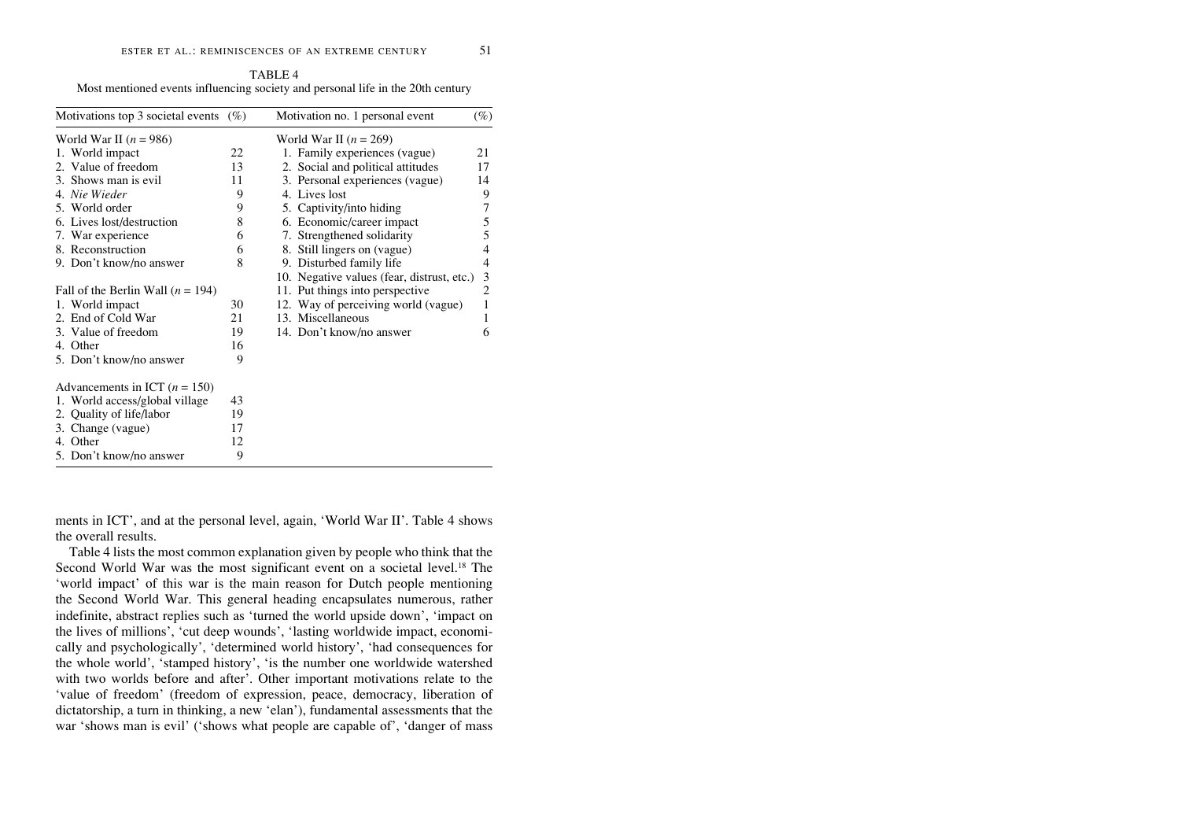TABLE 4

Most mentioned events influencing society and personal life in the 20th century

| Motivations top 3 societal events | (%) | Motivation no. 1 personal event | (%) |
|---|---|---|---|
| World War II ($n$ = 986) | | World War II ($n$ = 269) | |
| 1. World impact | 22 | 1. Family experiences (vague) | 21 |
| 2. Value of freedom | 13 | 2. Social and political attitudes | 17 |
| 3. Shows man is evil | 11 | 3. Personal experiences (vague) | 14 |
| 4. *Nie Wieder* | 9 | 4. Lives lost | 9 |
| 5. World order | 9 | 5. Captivity/into hiding | 7 |
| 6. Lives lost/destruction | 8 | 6. Economic/career impact | 5 |
| 7. War experience | 6 | 7. Strengthened solidarity | 5 |
| 8. Reconstruction | 6 | 8. Still lingers on (vague) | 4 |
| 9. Don't know/no answer | 8 | 9. Disturbed family life | 4 |
| | | 10. Negative values (fear, distrust, etc.) | 3 |
| Fall of the Berlin Wall ($n$ = 194) | | 11. Put things into perspective | 2 |
| 1. World impact | 30 | 12. Way of perceiving world (vague) | 1 |
| 2. End of Cold War | 21 | 13. Miscellaneous | 1 |
| 3. Value of freedom | 19 | 14. Don't know/no answer | 6 |
| 4. Other | 16 | | |
| 5. Don't know/no answer | 9 | | |
| Advancements in ICT ($n$ = 150) | | | |
| 1. World access/global village | 43 | | |
| 2. Quality of life/labor | 19 | | |
| 3. Change (vague) | 17 | | |
| 4. Other | 12 | | |
| 5. Don't know/no answer | 9 | | |

ments in ICT', and at the personal level, again, 'World War II'. Table 4 shows the overall results.

Table 4 lists the most common explanation given by people who think that the Second World War was the most significant event on a societal level.[18] The 'world impact' of this war is the main reason for Dutch people mentioning the Second World War. This general heading encapsulates numerous, rather indefinite, abstract replies such as 'turned the world upside down', 'impact on the lives of millions', 'cut deep wounds', 'lasting worldwide impact, economically and psychologically', 'determined world history', 'had consequences for the whole world', 'stamped history', 'is the number one worldwide watershed with two worlds before and after'. Other important motivations relate to the 'value of freedom' (freedom of expression, peace, democracy, liberation of dictatorship, a turn in thinking, a new 'elan'), fundamental assessments that the war 'shows man is evil' ('shows what people are capable of', 'danger of mass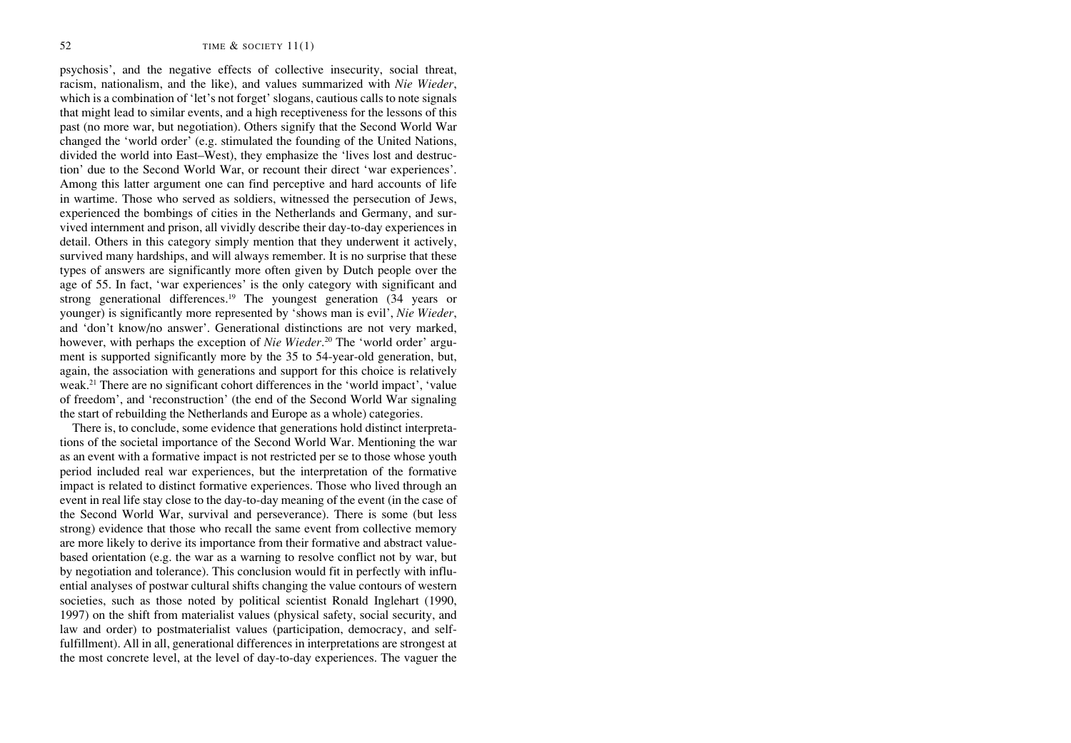psychosis', and the negative effects of collective insecurity, social threat, racism, nationalism, and the like), and values summarized with *Nie Wieder*, which is a combination of 'let's not forget' slogans, cautious calls to note signals that might lead to similar events, and a high receptiveness for the lessons of this past (no more war, but negotiation). Others signify that the Second World War changed the 'world order' (e.g. stimulated the founding of the United Nations, divided the world into East–West), they emphasize the 'lives lost and destruction' due to the Second World War, or recount their direct 'war experiences'. Among this latter argument one can find perceptive and hard accounts of life in wartime. Those who served as soldiers, witnessed the persecution of Jews, experienced the bombings of cities in the Netherlands and Germany, and survived internment and prison, all vividly describe their day-to-day experiences in detail. Others in this category simply mention that they underwent it actively, survived many hardships, and will always remember. It is no surprise that these types of answers are significantly more often given by Dutch people over the age of 55. In fact, 'war experiences' is the only category with significant and strong generational differences.[19] The youngest generation (34 years or younger) is significantly more represented by 'shows man is evil', *Nie Wieder*, and 'don't know/no answer'. Generational distinctions are not very marked, however, with perhaps the exception of *Nie Wieder*.[20] The 'world order' argument is supported significantly more by the 35 to 54-year-old generation, but, again, the association with generations and support for this choice is relatively weak.[21] There are no significant cohort differences in the 'world impact', 'value of freedom', and 'reconstruction' (the end of the Second World War signaling the start of rebuilding the Netherlands and Europe as a whole) categories.

There is, to conclude, some evidence that generations hold distinct interpretations of the societal importance of the Second World War. Mentioning the war as an event with a formative impact is not restricted per se to those whose youth period included real war experiences, but the interpretation of the formative impact is related to distinct formative experiences. Those who lived through an event in real life stay close to the day-to-day meaning of the event (in the case of the Second World War, survival and perseverance). There is some (but less strong) evidence that those who recall the same event from collective memory are more likely to derive its importance from their formative and abstract value-based orientation (e.g. the war as a warning to resolve conflict not by war, but by negotiation and tolerance). This conclusion would fit in perfectly with influential analyses of postwar cultural shifts changing the value contours of western societies, such as those noted by political scientist Ronald Inglehart (1990, 1997) on the shift from materialist values (physical safety, social security, and law and order) to postmaterialist values (participation, democracy, and self-fulfillment). All in all, generational differences in interpretations are strongest at the most concrete level, at the level of day-to-day experiences. The vaguer the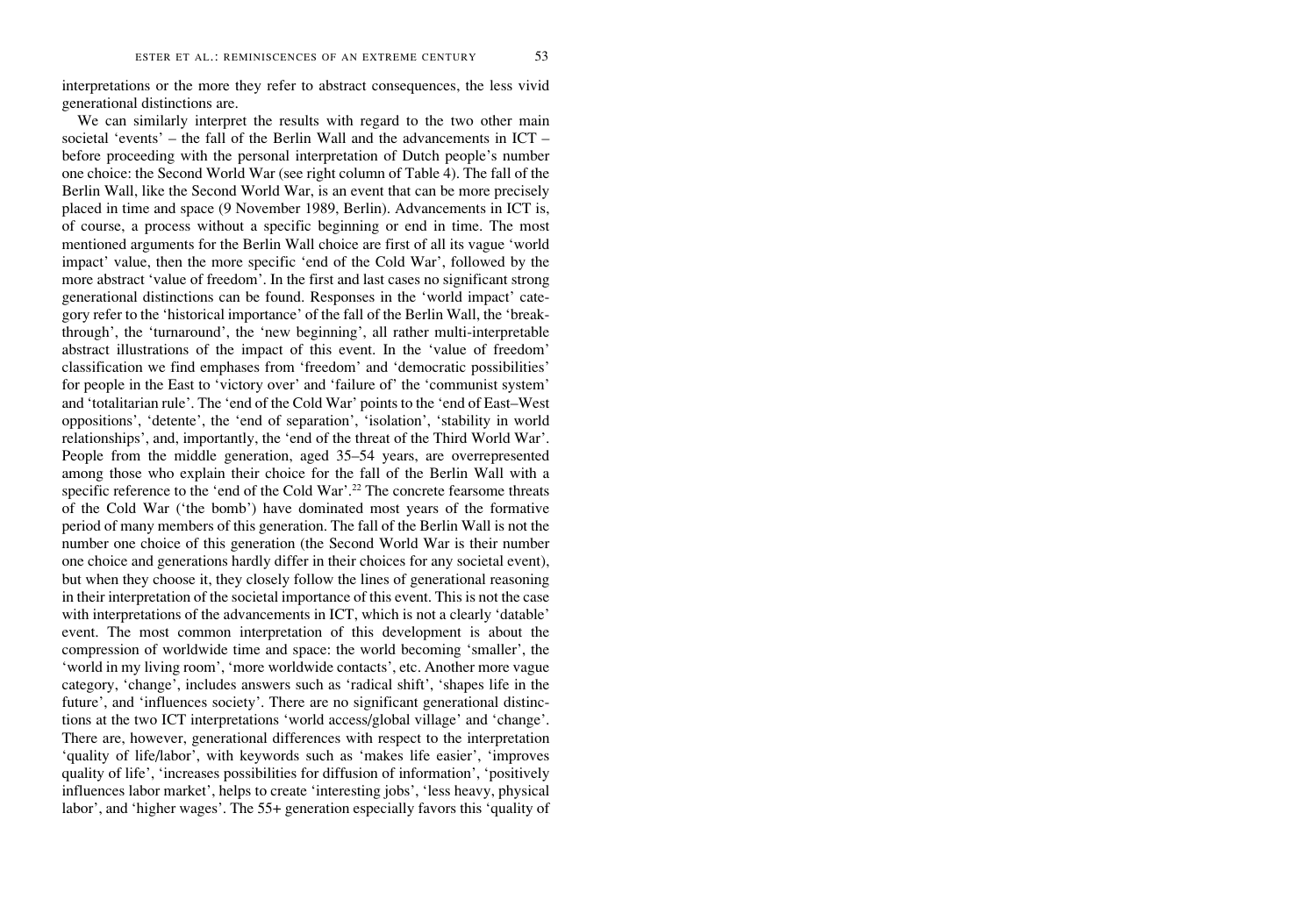interpretations or the more they refer to abstract consequences, the less vivid generational distinctions are.

We can similarly interpret the results with regard to the two other main societal 'events' – the fall of the Berlin Wall and the advancements in ICT – before proceeding with the personal interpretation of Dutch people's number one choice: the Second World War (see right column of Table 4). The fall of the Berlin Wall, like the Second World War, is an event that can be more precisely placed in time and space (9 November 1989, Berlin). Advancements in ICT is, of course, a process without a specific beginning or end in time. The most mentioned arguments for the Berlin Wall choice are first of all its vague 'world impact' value, then the more specific 'end of the Cold War', followed by the more abstract 'value of freedom'. In the first and last cases no significant strong generational distinctions can be found. Responses in the 'world impact' category refer to the 'historical importance' of the fall of the Berlin Wall, the 'breakthrough', the 'turnaround', the 'new beginning', all rather multi-interpretable abstract illustrations of the impact of this event. In the 'value of freedom' classification we find emphases from 'freedom' and 'democratic possibilities' for people in the East to 'victory over' and 'failure of' the 'communist system' and 'totalitarian rule'. The 'end of the Cold War' points to the 'end of East–West oppositions', 'detente', the 'end of separation', 'isolation', 'stability in world relationships', and, importantly, the 'end of the threat of the Third World War'. People from the middle generation, aged 35–54 years, are overrepresented among those who explain their choice for the fall of the Berlin Wall with a specific reference to the 'end of the Cold War'.[22] The concrete fearsome threats of the Cold War ('the bomb') have dominated most years of the formative period of many members of this generation. The fall of the Berlin Wall is not the number one choice of this generation (the Second World War is their number one choice and generations hardly differ in their choices for any societal event), but when they choose it, they closely follow the lines of generational reasoning in their interpretation of the societal importance of this event. This is not the case with interpretations of the advancements in ICT, which is not a clearly 'datable' event. The most common interpretation of this development is about the compression of worldwide time and space: the world becoming 'smaller', the 'world in my living room', 'more worldwide contacts', etc. Another more vague category, 'change', includes answers such as 'radical shift', 'shapes life in the future', and 'influences society'. There are no significant generational distinctions at the two ICT interpretations 'world access/global village' and 'change'. There are, however, generational differences with respect to the interpretation 'quality of life/labor', with keywords such as 'makes life easier', 'improves quality of life', 'increases possibilities for diffusion of information', 'positively influences labor market', helps to create 'interesting jobs', 'less heavy, physical labor', and 'higher wages'. The 55+ generation especially favors this 'quality of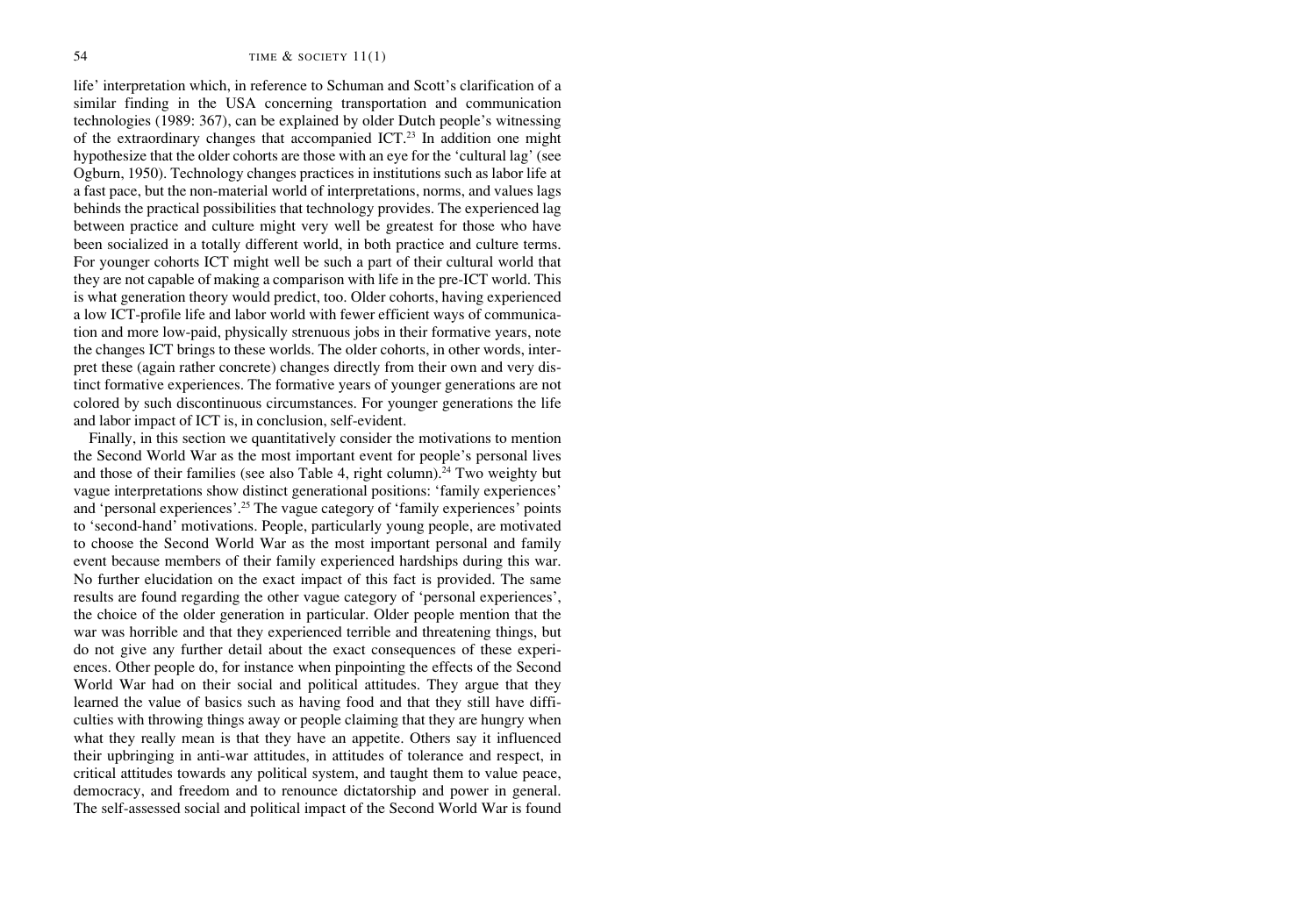life' interpretation which, in reference to Schuman and Scott's clarification of a similar finding in the USA concerning transportation and communication technologies (1989: 367), can be explained by older Dutch people's witnessing of the extraordinary changes that accompanied ICT.[23] In addition one might hypothesize that the older cohorts are those with an eye for the 'cultural lag' (see Ogburn, 1950). Technology changes practices in institutions such as labor life at a fast pace, but the non-material world of interpretations, norms, and values lags behinds the practical possibilities that technology provides. The experienced lag between practice and culture might very well be greatest for those who have been socialized in a totally different world, in both practice and culture terms. For younger cohorts ICT might well be such a part of their cultural world that they are not capable of making a comparison with life in the pre-ICT world. This is what generation theory would predict, too. Older cohorts, having experienced a low ICT-profile life and labor world with fewer efficient ways of communication and more low-paid, physically strenuous jobs in their formative years, note the changes ICT brings to these worlds. The older cohorts, in other words, interpret these (again rather concrete) changes directly from their own and very distinct formative experiences. The formative years of younger generations are not colored by such discontinuous circumstances. For younger generations the life and labor impact of ICT is, in conclusion, self-evident.

Finally, in this section we quantitatively consider the motivations to mention the Second World War as the most important event for people's personal lives and those of their families (see also Table 4, right column).[24] Two weighty but vague interpretations show distinct generational positions: 'family experiences' and 'personal experiences'.[25] The vague category of 'family experiences' points to 'second-hand' motivations. People, particularly young people, are motivated to choose the Second World War as the most important personal and family event because members of their family experienced hardships during this war. No further elucidation on the exact impact of this fact is provided. The same results are found regarding the other vague category of 'personal experiences', the choice of the older generation in particular. Older people mention that the war was horrible and that they experienced terrible and threatening things, but do not give any further detail about the exact consequences of these experiences. Other people do, for instance when pinpointing the effects of the Second World War had on their social and political attitudes. They argue that they learned the value of basics such as having food and that they still have difficulties with throwing things away or people claiming that they are hungry when what they really mean is that they have an appetite. Others say it influenced their upbringing in anti-war attitudes, in attitudes of tolerance and respect, in critical attitudes towards any political system, and taught them to value peace, democracy, and freedom and to renounce dictatorship and power in general. The self-assessed social and political impact of the Second World War is found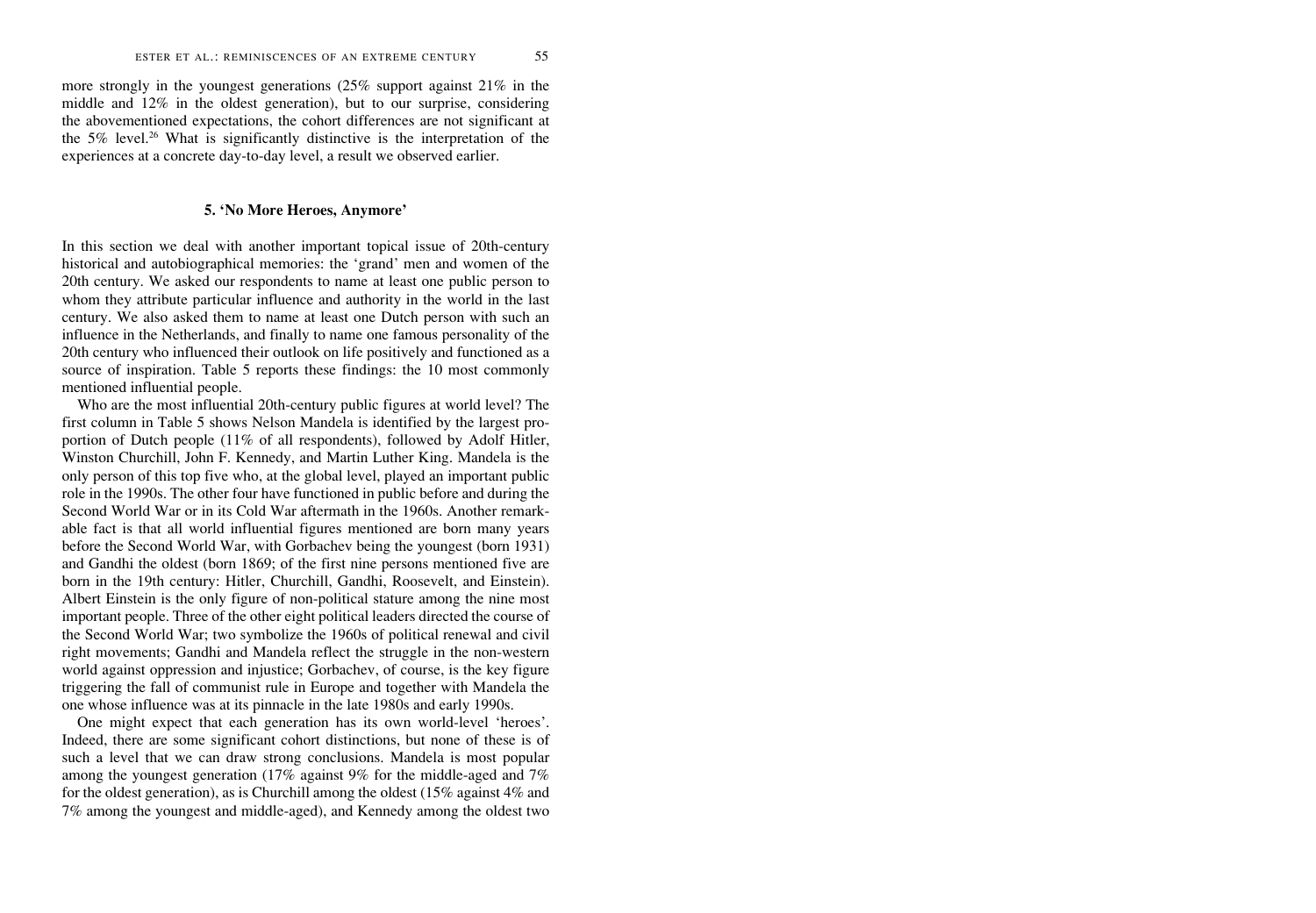more strongly in the youngest generations (25% support against 21% in the middle and 12% in the oldest generation), but to our surprise, considering the abovementioned expectations, the cohort differences are not significant at the 5% level.[26] What is significantly distinctive is the interpretation of the experiences at a concrete day-to-day level, a result we observed earlier.

## 5. 'No More Heroes, Anymore'

In this section we deal with another important topical issue of 20th-century historical and autobiographical memories: the 'grand' men and women of the 20th century. We asked our respondents to name at least one public person to whom they attribute particular influence and authority in the world in the last century. We also asked them to name at least one Dutch person with such an influence in the Netherlands, and finally to name one famous personality of the 20th century who influenced their outlook on life positively and functioned as a source of inspiration. Table 5 reports these findings: the 10 most commonly mentioned influential people.

Who are the most influential 20th-century public figures at world level? The first column in Table 5 shows Nelson Mandela is identified by the largest proportion of Dutch people (11% of all respondents), followed by Adolf Hitler, Winston Churchill, John F. Kennedy, and Martin Luther King. Mandela is the only person of this top five who, at the global level, played an important public role in the 1990s. The other four have functioned in public before and during the Second World War or in its Cold War aftermath in the 1960s. Another remarkable fact is that all world influential figures mentioned are born many years before the Second World War, with Gorbachev being the youngest (born 1931) and Gandhi the oldest (born 1869; of the first nine persons mentioned five are born in the 19th century: Hitler, Churchill, Gandhi, Roosevelt, and Einstein). Albert Einstein is the only figure of non-political stature among the nine most important people. Three of the other eight political leaders directed the course of the Second World War; two symbolize the 1960s of political renewal and civil right movements; Gandhi and Mandela reflect the struggle in the non-western world against oppression and injustice; Gorbachev, of course, is the key figure triggering the fall of communist rule in Europe and together with Mandela the one whose influence was at its pinnacle in the late 1980s and early 1990s.

One might expect that each generation has its own world-level 'heroes'. Indeed, there are some significant cohort distinctions, but none of these is of such a level that we can draw strong conclusions. Mandela is most popular among the youngest generation (17% against 9% for the middle-aged and 7% for the oldest generation), as is Churchill among the oldest (15% against 4% and 7% among the youngest and middle-aged), and Kennedy among the oldest two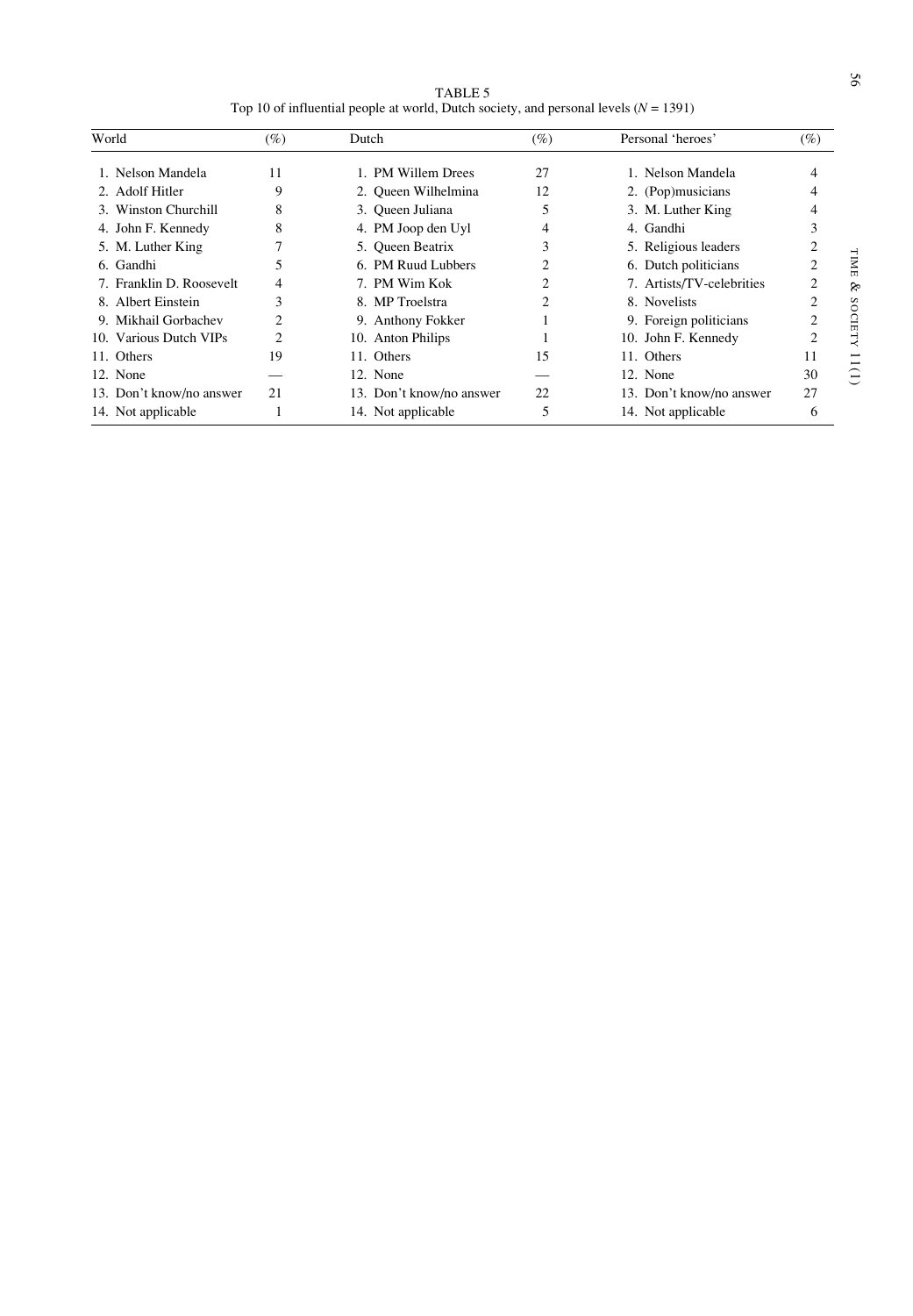TABLE 5
Top 10 of influential people at world, Dutch society, and personal levels ($N = 1391$)

| World | (%) | Dutch | (%) | Personal 'heroes' | (%) |
|---|---|---|---|---|---|
| 1. Nelson Mandela | 11 | 1. PM Willem Drees | 27 | 1. Nelson Mandela | 4 |
| 2. Adolf Hitler | 9 | 2. Queen Wilhelmina | 12 | 2. (Pop)musicians | 4 |
| 3. Winston Churchill | 8 | 3. Queen Juliana | 5 | 3. M. Luther King | 4 |
| 4. John F. Kennedy | 8 | 4. PM Joop den Uyl | 4 | 4. Gandhi | 3 |
| 5. M. Luther King | 7 | 5. Queen Beatrix | 3 | 5. Religious leaders | 2 |
| 6. Gandhi | 5 | 6. PM Ruud Lubbers | 2 | 6. Dutch politicians | 2 |
| 7. Franklin D. Roosevelt | 4 | 7. PM Wim Kok | 2 | 7. Artists/TV-celebrities | 2 |
| 8. Albert Einstein | 3 | 8. MP Troelstra | 2 | 8. Novelists | 2 |
| 9. Mikhail Gorbachev | 2 | 9. Anthony Fokker | 1 | 9. Foreign politicians | 2 |
| 10. Various Dutch VIPs | 2 | 10. Anton Philips | 1 | 10. John F. Kennedy | 2 |
| 11. Others | 19 | 11. Others | 15 | 11. Others | 11 |
| 12. None | — | 12. None | — | 12. None | 30 |
| 13. Don't know/no answer | 21 | 13. Don't know/no answer | 22 | 13. Don't know/no answer | 27 |
| 14. Not applicable | 1 | 14. Not applicable | 5 | 14. Not applicable | 6 |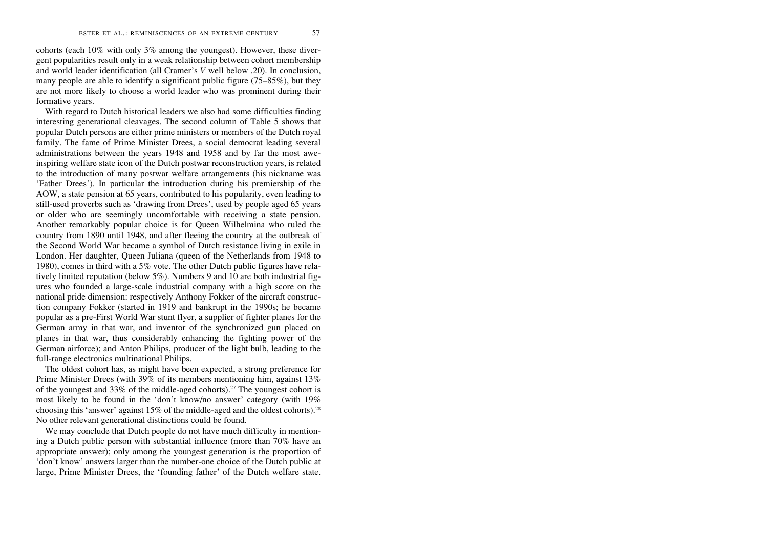cohorts (each 10% with only 3% among the youngest). However, these divergent popularities result only in a weak relationship between cohort membership and world leader identification (all Cramer's $V$ well below .20). In conclusion, many people are able to identify a significant public figure (75–85%), but they are not more likely to choose a world leader who was prominent during their formative years.

With regard to Dutch historical leaders we also had some difficulties finding interesting generational cleavages. The second column of Table 5 shows that popular Dutch persons are either prime ministers or members of the Dutch royal family. The fame of Prime Minister Drees, a social democrat leading several administrations between the years 1948 and 1958 and by far the most awe-inspiring welfare state icon of the Dutch postwar reconstruction years, is related to the introduction of many postwar welfare arrangements (his nickname was 'Father Drees'). In particular the introduction during his premiership of the AOW, a state pension at 65 years, contributed to his popularity, even leading to still-used proverbs such as 'drawing from Drees', used by people aged 65 years or older who are seemingly uncomfortable with receiving a state pension. Another remarkably popular choice is for Queen Wilhelmina who ruled the country from 1890 until 1948, and after fleeing the country at the outbreak of the Second World War became a symbol of Dutch resistance living in exile in London. Her daughter, Queen Juliana (queen of the Netherlands from 1948 to 1980), comes in third with a 5% vote. The other Dutch public figures have relatively limited reputation (below 5%). Numbers 9 and 10 are both industrial figures who founded a large-scale industrial company with a high score on the national pride dimension: respectively Anthony Fokker of the aircraft construction company Fokker (started in 1919 and bankrupt in the 1990s; he became popular as a pre-First World War stunt flyer, a supplier of fighter planes for the German army in that war, and inventor of the synchronized gun placed on planes in that war, thus considerably enhancing the fighting power of the German airforce); and Anton Philips, producer of the light bulb, leading to the full-range electronics multinational Philips.

The oldest cohort has, as might have been expected, a strong preference for Prime Minister Drees (with 39% of its members mentioning him, against 13% of the youngest and 33% of the middle-aged cohorts).[27] The youngest cohort is most likely to be found in the 'don't know/no answer' category (with 19% choosing this 'answer' against 15% of the middle-aged and the oldest cohorts).[28] No other relevant generational distinctions could be found.

We may conclude that Dutch people do not have much difficulty in mentioning a Dutch public person with substantial influence (more than 70% have an appropriate answer); only among the youngest generation is the proportion of 'don't know' answers larger than the number-one choice of the Dutch public at large, Prime Minister Drees, the 'founding father' of the Dutch welfare state.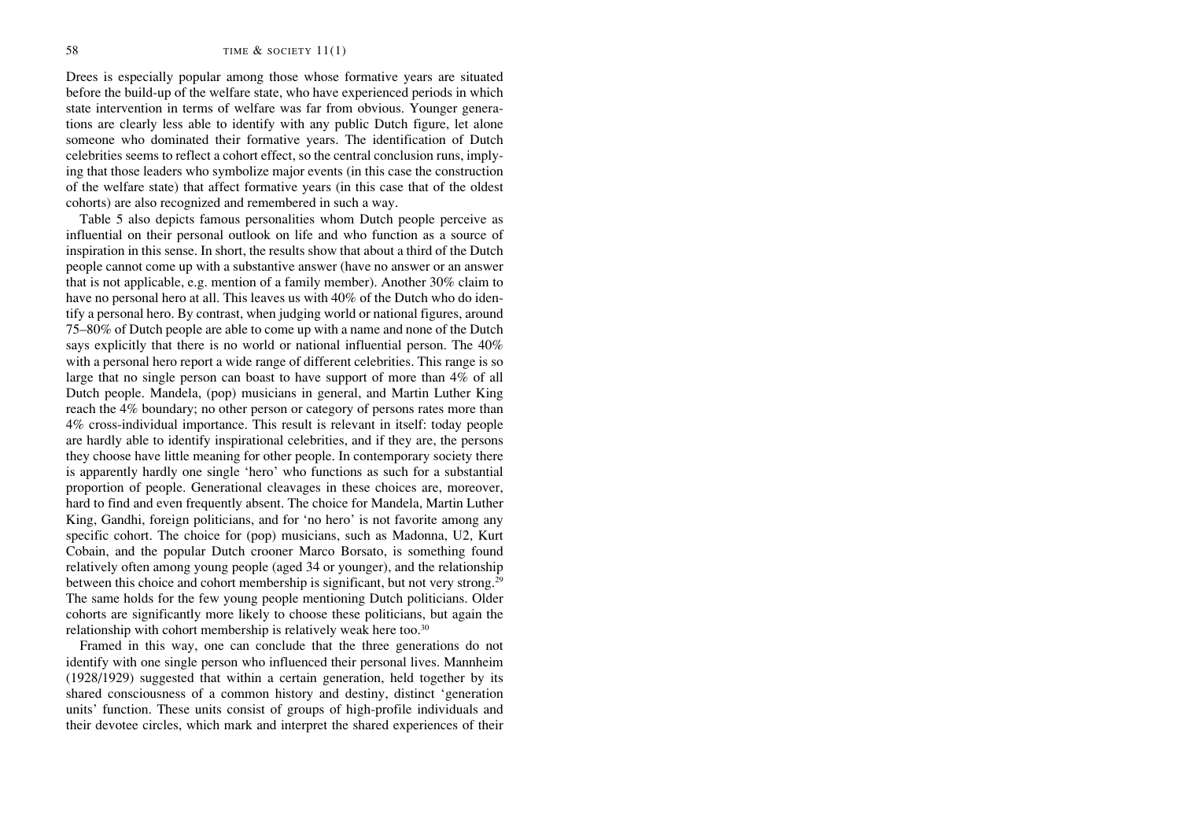Drees is especially popular among those whose formative years are situated before the build-up of the welfare state, who have experienced periods in which state intervention in terms of welfare was far from obvious. Younger generations are clearly less able to identify with any public Dutch figure, let alone someone who dominated their formative years. The identification of Dutch celebrities seems to reflect a cohort effect, so the central conclusion runs, implying that those leaders who symbolize major events (in this case the construction of the welfare state) that affect formative years (in this case that of the oldest cohorts) are also recognized and remembered in such a way.

Table 5 also depicts famous personalities whom Dutch people perceive as influential on their personal outlook on life and who function as a source of inspiration in this sense. In short, the results show that about a third of the Dutch people cannot come up with a substantive answer (have no answer or an answer that is not applicable, e.g. mention of a family member). Another 30% claim to have no personal hero at all. This leaves us with 40% of the Dutch who do identify a personal hero. By contrast, when judging world or national figures, around 75–80% of Dutch people are able to come up with a name and none of the Dutch says explicitly that there is no world or national influential person. The 40% with a personal hero report a wide range of different celebrities. This range is so large that no single person can boast to have support of more than 4% of all Dutch people. Mandela, (pop) musicians in general, and Martin Luther King reach the 4% boundary; no other person or category of persons rates more than 4% cross-individual importance. This result is relevant in itself: today people are hardly able to identify inspirational celebrities, and if they are, the persons they choose have little meaning for other people. In contemporary society there is apparently hardly one single 'hero' who functions as such for a substantial proportion of people. Generational cleavages in these choices are, moreover, hard to find and even frequently absent. The choice for Mandela, Martin Luther King, Gandhi, foreign politicians, and for 'no hero' is not favorite among any specific cohort. The choice for (pop) musicians, such as Madonna, U2, Kurt Cobain, and the popular Dutch crooner Marco Borsato, is something found relatively often among young people (aged 34 or younger), and the relationship between this choice and cohort membership is significant, but not very strong.[29] The same holds for the few young people mentioning Dutch politicians. Older cohorts are significantly more likely to choose these politicians, but again the relationship with cohort membership is relatively weak here too.[30]

Framed in this way, one can conclude that the three generations do not identify with one single person who influenced their personal lives. Mannheim (1928/1929) suggested that within a certain generation, held together by its shared consciousness of a common history and destiny, distinct 'generation units' function. These units consist of groups of high-profile individuals and their devotee circles, which mark and interpret the shared experiences of their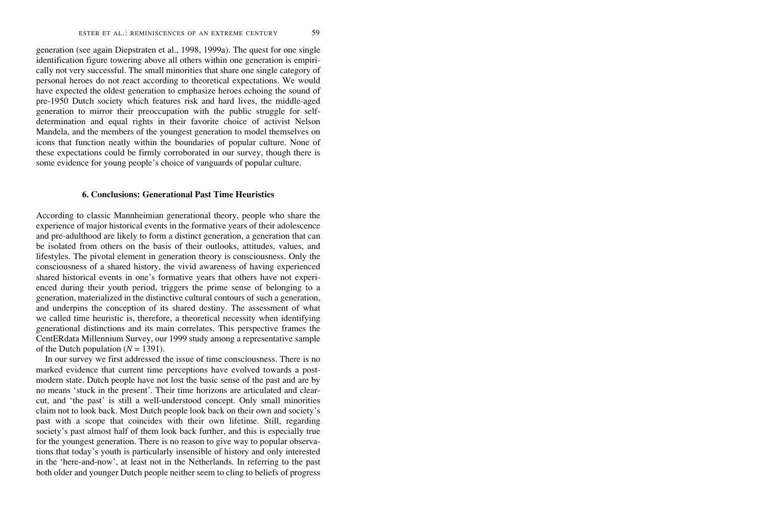generation (see again Diepstraten et al., 1998, 1999a). The quest for one single identification figure towering above all others within one generation is empirically not very successful. The small minorities that share one single category of personal heroes do not react according to theoretical expectations. We would have expected the oldest generation to emphasize heroes echoing the sound of pre-1950 Dutch society which features risk and hard lives, the middle-aged generation to mirror their preoccupation with the public struggle for self-determination and equal rights in their favorite choice of activist Nelson Mandela, and the members of the youngest generation to model themselves on icons that function neatly within the boundaries of popular culture. None of these expectations could be firmly corroborated in our survey, though there is some evidence for young people's choice of vanguards of popular culture.

## 6. Conclusions: Generational Past Time Heuristics

According to classic Mannheimian generational theory, people who share the experience of major historical events in the formative years of their adolescence and pre-adulthood are likely to form a distinct generation, a generation that can be isolated from others on the basis of their outlooks, attitudes, values, and lifestyles. The pivotal element in generation theory is consciousness. Only the consciousness of a shared history, the vivid awareness of having experienced shared historical events in one's formative years that others have not experienced during their youth period, triggers the prime sense of belonging to a generation, materialized in the distinctive cultural contours of such a generation, and underpins the conception of its shared destiny. The assessment of what we called time heuristic is, therefore, a theoretical necessity when identifying generational distinctions and its main correlates. This perspective frames the CentERdata Millennium Survey, our 1999 study among a representative sample of the Dutch population ($N = 1391$).

In our survey we first addressed the issue of time consciousness. There is no marked evidence that current time perceptions have evolved towards a post-modern state. Dutch people have not lost the basic sense of the past and are by no means 'stuck in the present'. Their time horizons are articulated and clear-cut, and 'the past' is still a well-understood concept. Only small minorities claim not to look back. Most Dutch people look back on their own and society's past with a scope that coincides with their own lifetime. Still, regarding society's past almost half of them look back further, and this is especially true for the youngest generation. There is no reason to give way to popular observations that today's youth is particularly insensible of history and only interested in the 'here-and-now', at least not in the Netherlands. In referring to the past both older and younger Dutch people neither seem to cling to beliefs of progress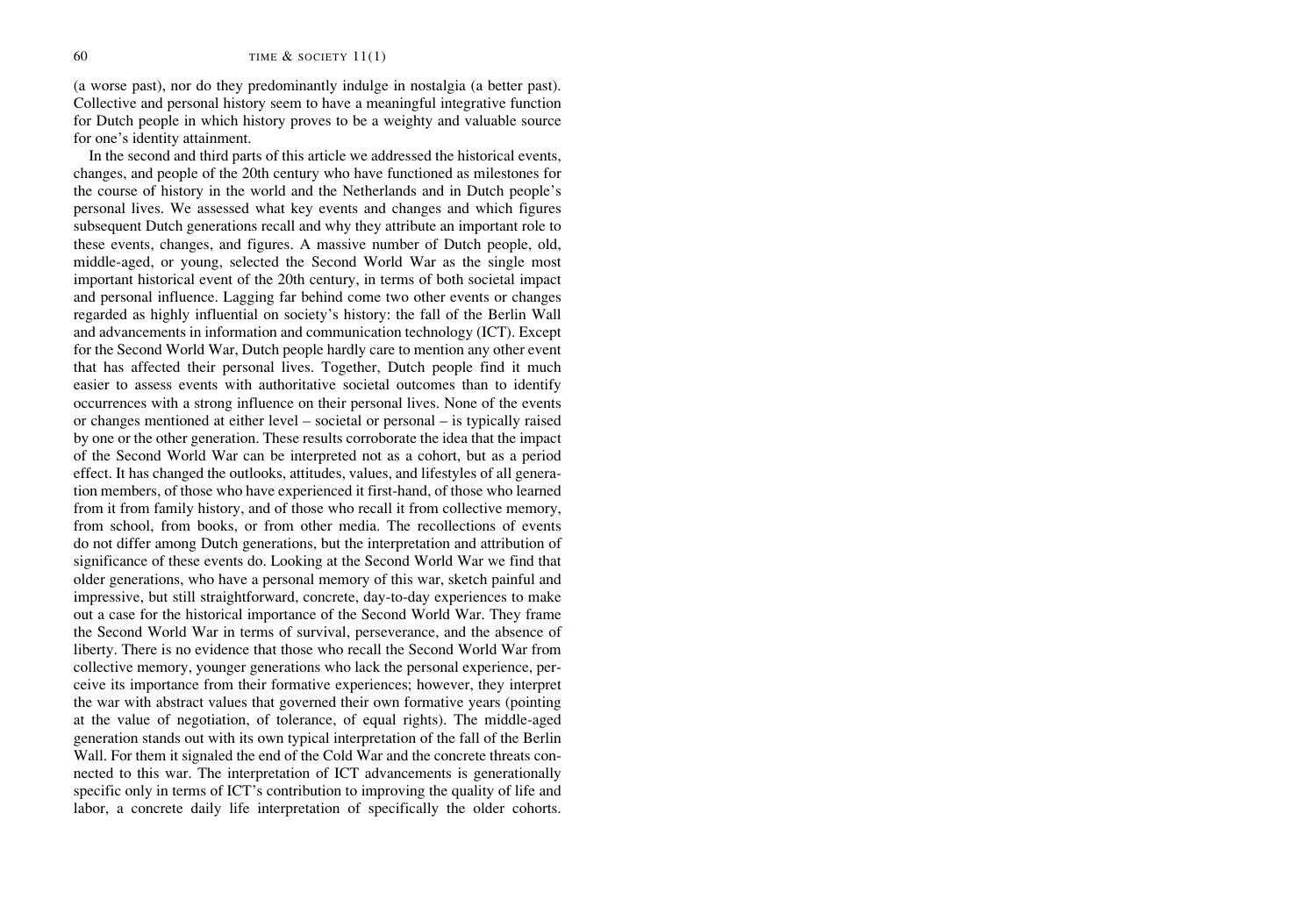(a worse past), nor do they predominantly indulge in nostalgia (a better past). Collective and personal history seem to have a meaningful integrative function for Dutch people in which history proves to be a weighty and valuable source for one's identity attainment.

In the second and third parts of this article we addressed the historical events, changes, and people of the 20th century who have functioned as milestones for the course of history in the world and the Netherlands and in Dutch people's personal lives. We assessed what key events and changes and which figures subsequent Dutch generations recall and why they attribute an important role to these events, changes, and figures. A massive number of Dutch people, old, middle-aged, or young, selected the Second World War as the single most important historical event of the 20th century, in terms of both societal impact and personal influence. Lagging far behind come two other events or changes regarded as highly influential on society's history: the fall of the Berlin Wall and advancements in information and communication technology (ICT). Except for the Second World War, Dutch people hardly care to mention any other event that has affected their personal lives. Together, Dutch people find it much easier to assess events with authoritative societal outcomes than to identify occurrences with a strong influence on their personal lives. None of the events or changes mentioned at either level – societal or personal – is typically raised by one or the other generation. These results corroborate the idea that the impact of the Second World War can be interpreted not as a cohort, but as a period effect. It has changed the outlooks, attitudes, values, and lifestyles of all generation members, of those who have experienced it first-hand, of those who learned from it from family history, and of those who recall it from collective memory, from school, from books, or from other media. The recollections of events do not differ among Dutch generations, but the interpretation and attribution of significance of these events do. Looking at the Second World War we find that older generations, who have a personal memory of this war, sketch painful and impressive, but still straightforward, concrete, day-to-day experiences to make out a case for the historical importance of the Second World War. They frame the Second World War in terms of survival, perseverance, and the absence of liberty. There is no evidence that those who recall the Second World War from collective memory, younger generations who lack the personal experience, perceive its importance from their formative experiences; however, they interpret the war with abstract values that governed their own formative years (pointing at the value of negotiation, of tolerance, of equal rights). The middle-aged generation stands out with its own typical interpretation of the fall of the Berlin Wall. For them it signaled the end of the Cold War and the concrete threats connected to this war. The interpretation of ICT advancements is generationally specific only in terms of ICT's contribution to improving the quality of life and labor, a concrete daily life interpretation of specifically the older cohorts.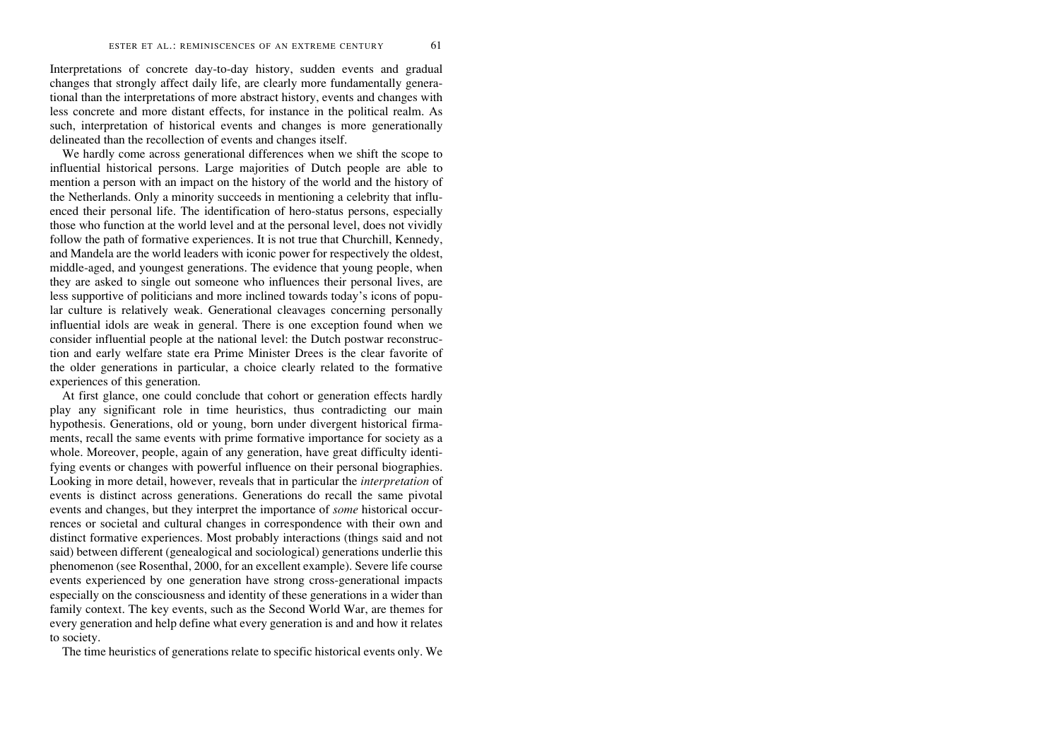Interpretations of concrete day-to-day history, sudden events and gradual changes that strongly affect daily life, are clearly more fundamentally generational than the interpretations of more abstract history, events and changes with less concrete and more distant effects, for instance in the political realm. As such, interpretation of historical events and changes is more generationally delineated than the recollection of events and changes itself.

We hardly come across generational differences when we shift the scope to influential historical persons. Large majorities of Dutch people are able to mention a person with an impact on the history of the world and the history of the Netherlands. Only a minority succeeds in mentioning a celebrity that influenced their personal life. The identification of hero-status persons, especially those who function at the world level and at the personal level, does not vividly follow the path of formative experiences. It is not true that Churchill, Kennedy, and Mandela are the world leaders with iconic power for respectively the oldest, middle-aged, and youngest generations. The evidence that young people, when they are asked to single out someone who influences their personal lives, are less supportive of politicians and more inclined towards today's icons of popular culture is relatively weak. Generational cleavages concerning personally influential idols are weak in general. There is one exception found when we consider influential people at the national level: the Dutch postwar reconstruction and early welfare state era Prime Minister Drees is the clear favorite of the older generations in particular, a choice clearly related to the formative experiences of this generation.

At first glance, one could conclude that cohort or generation effects hardly play any significant role in time heuristics, thus contradicting our main hypothesis. Generations, old or young, born under divergent historical firmaments, recall the same events with prime formative importance for society as a whole. Moreover, people, again of any generation, have great difficulty identifying events or changes with powerful influence on their personal biographies. Looking in more detail, however, reveals that in particular the *interpretation* of events is distinct across generations. Generations do recall the same pivotal events and changes, but they interpret the importance of *some* historical occurrences or societal and cultural changes in correspondence with their own and distinct formative experiences. Most probably interactions (things said and not said) between different (genealogical and sociological) generations underlie this phenomenon (see Rosenthal, 2000, for an excellent example). Severe life course events experienced by one generation have strong cross-generational impacts especially on the consciousness and identity of these generations in a wider than family context. The key events, such as the Second World War, are themes for every generation and help define what every generation is and and how it relates to society.

The time heuristics of generations relate to specific historical events only. We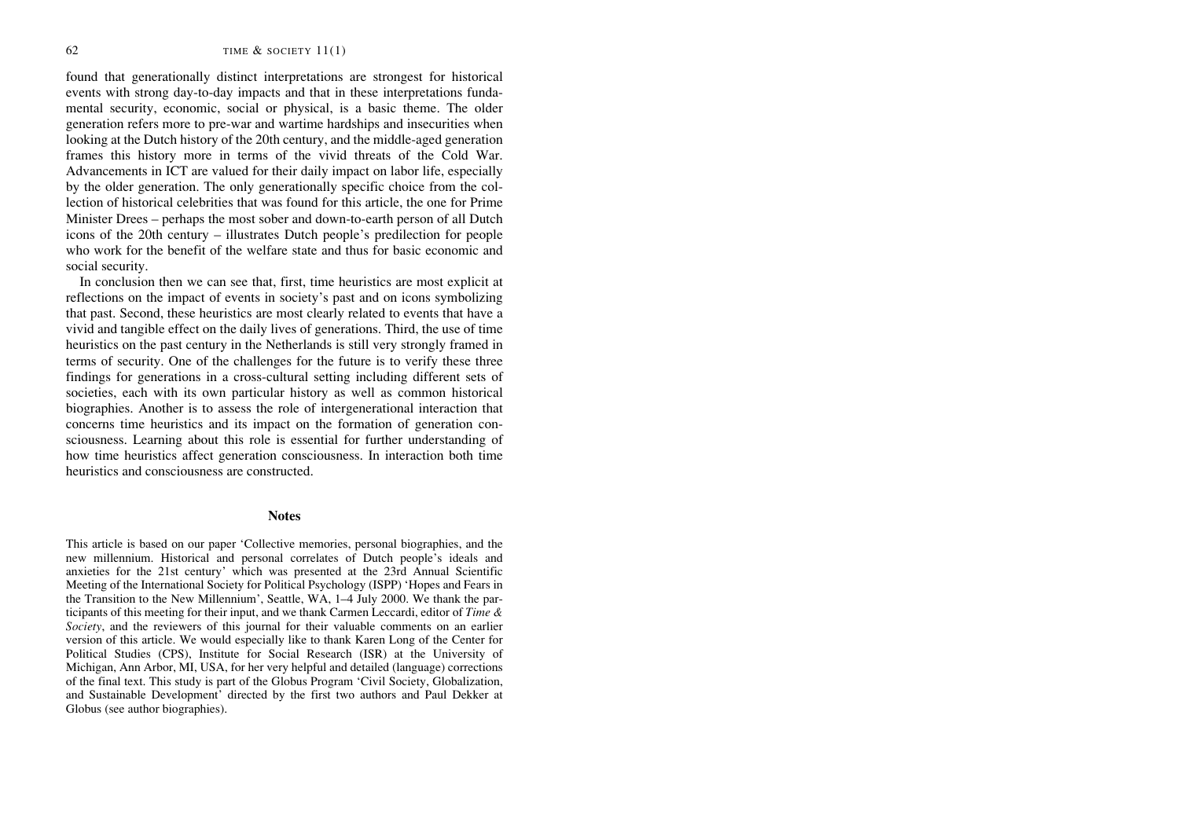found that generationally distinct interpretations are strongest for historical events with strong day-to-day impacts and that in these interpretations fundamental security, economic, social or physical, is a basic theme. The older generation refers more to pre-war and wartime hardships and insecurities when looking at the Dutch history of the 20th century, and the middle-aged generation frames this history more in terms of the vivid threats of the Cold War. Advancements in ICT are valued for their daily impact on labor life, especially by the older generation. The only generationally specific choice from the collection of historical celebrities that was found for this article, the one for Prime Minister Drees – perhaps the most sober and down-to-earth person of all Dutch icons of the 20th century – illustrates Dutch people's predilection for people who work for the benefit of the welfare state and thus for basic economic and social security.

In conclusion then we can see that, first, time heuristics are most explicit at reflections on the impact of events in society's past and on icons symbolizing that past. Second, these heuristics are most clearly related to events that have a vivid and tangible effect on the daily lives of generations. Third, the use of time heuristics on the past century in the Netherlands is still very strongly framed in terms of security. One of the challenges for the future is to verify these three findings for generations in a cross-cultural setting including different sets of societies, each with its own particular history as well as common historical biographies. Another is to assess the role of intergenerational interaction that concerns time heuristics and its impact on the formation of generation consciousness. Learning about this role is essential for further understanding of how time heuristics affect generation consciousness. In interaction both time heuristics and consciousness are constructed.

## Notes

This article is based on our paper 'Collective memories, personal biographies, and the new millennium. Historical and personal correlates of Dutch people's ideals and anxieties for the 21st century' which was presented at the 23rd Annual Scientific Meeting of the International Society for Political Psychology (ISPP) 'Hopes and Fears in the Transition to the New Millennium', Seattle, WA, 1–4 July 2000. We thank the participants of this meeting for their input, and we thank Carmen Leccardi, editor of *Time & Society*, and the reviewers of this journal for their valuable comments on an earlier version of this article. We would especially like to thank Karen Long of the Center for Political Studies (CPS), Institute for Social Research (ISR) at the University of Michigan, Ann Arbor, MI, USA, for her very helpful and detailed (language) corrections of the final text. This study is part of the Globus Program 'Civil Society, Globalization, and Sustainable Development' directed by the first two authors and Paul Dekker at Globus (see author biographies).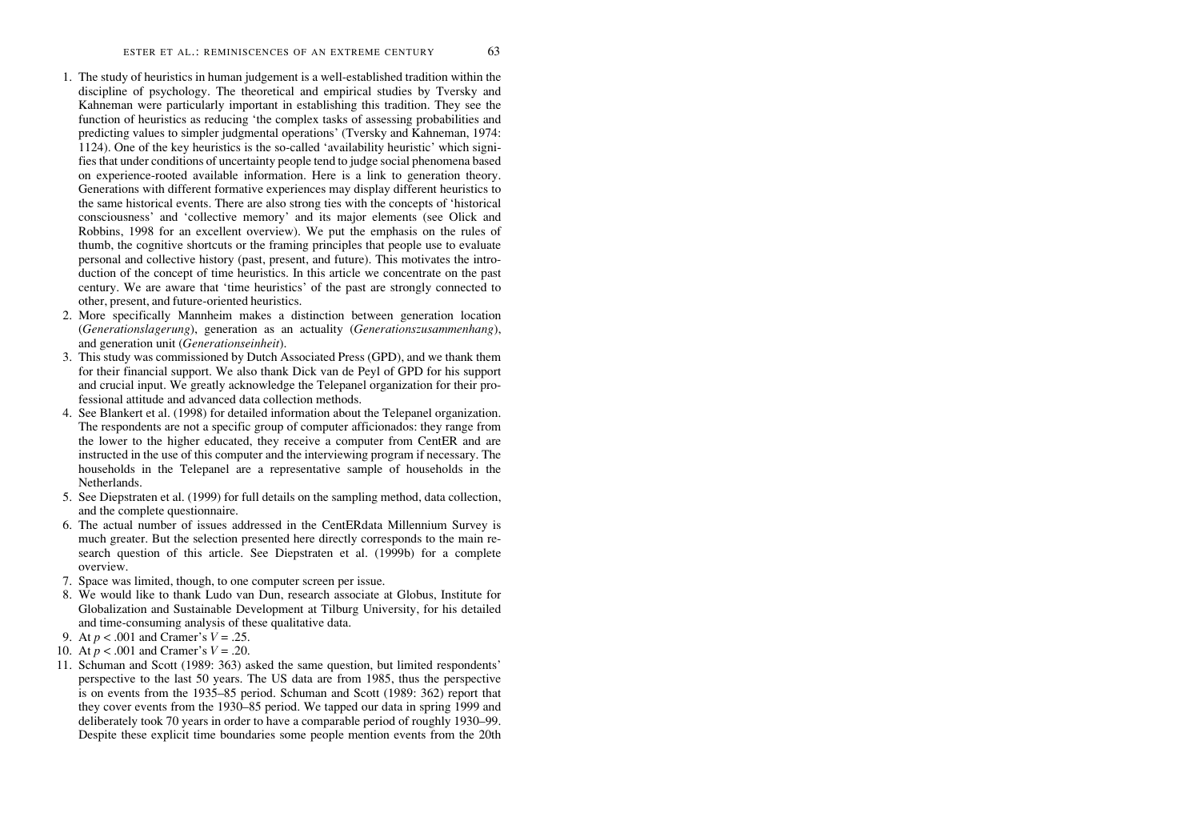1. The study of heuristics in human judgement is a well-established tradition within the discipline of psychology. The theoretical and empirical studies by Tversky and Kahneman were particularly important in establishing this tradition. They see the function of heuristics as reducing 'the complex tasks of assessing probabilities and predicting values to simpler judgmental operations' (Tversky and Kahneman, 1974: 1124). One of the key heuristics is the so-called 'availability heuristic' which signifies that under conditions of uncertainty people tend to judge social phenomena based on experience-rooted available information. Here is a link to generation theory. Generations with different formative experiences may display different heuristics to the same historical events. There are also strong ties with the concepts of 'historical consciousness' and 'collective memory' and its major elements (see Olick and Robbins, 1998 for an excellent overview). We put the emphasis on the rules of thumb, the cognitive shortcuts or the framing principles that people use to evaluate personal and collective history (past, present, and future). This motivates the introduction of the concept of time heuristics. In this article we concentrate on the past century. We are aware that 'time heuristics' of the past are strongly connected to other, present, and future-oriented heuristics.
2. More specifically Mannheim makes a distinction between generation location (*Generationslagerung*), generation as an actuality (*Generationszusammenhang*), and generation unit (*Generationseinheit*).
3. This study was commissioned by Dutch Associated Press (GPD), and we thank them for their financial support. We also thank Dick van de Peyl of GPD for his support and crucial input. We greatly acknowledge the Telepanel organization for their professional attitude and advanced data collection methods.
4. See Blankert et al. (1998) for detailed information about the Telepanel organization. The respondents are not a specific group of computer afficionados: they range from the lower to the higher educated, they receive a computer from CentER and are instructed in the use of this computer and the interviewing program if necessary. The households in the Telepanel are a representative sample of households in the Netherlands.
5. See Diepstraten et al. (1999) for full details on the sampling method, data collection, and the complete questionnaire.
6. The actual number of issues addressed in the CentERdata Millennium Survey is much greater. But the selection presented here directly corresponds to the main research question of this article. See Diepstraten et al. (1999b) for a complete overview.
7. Space was limited, though, to one computer screen per issue.
8. We would like to thank Ludo van Dun, research associate at Globus, Institute for Globalization and Sustainable Development at Tilburg University, for his detailed and time-consuming analysis of these qualitative data.
9. At $p < .001$ and Cramer's $V = .25$.
10. At $p < .001$ and Cramer's $V = .20$.
11. Schuman and Scott (1989: 363) asked the same question, but limited respondents' perspective to the last 50 years. The US data are from 1985, thus the perspective is on events from the 1935–85 period. Schuman and Scott (1989: 362) report that they cover events from the 1930–85 period. We tapped our data in spring 1999 and deliberately took 70 years in order to have a comparable period of roughly 1930–99. Despite these explicit time boundaries some people mention events from the 20th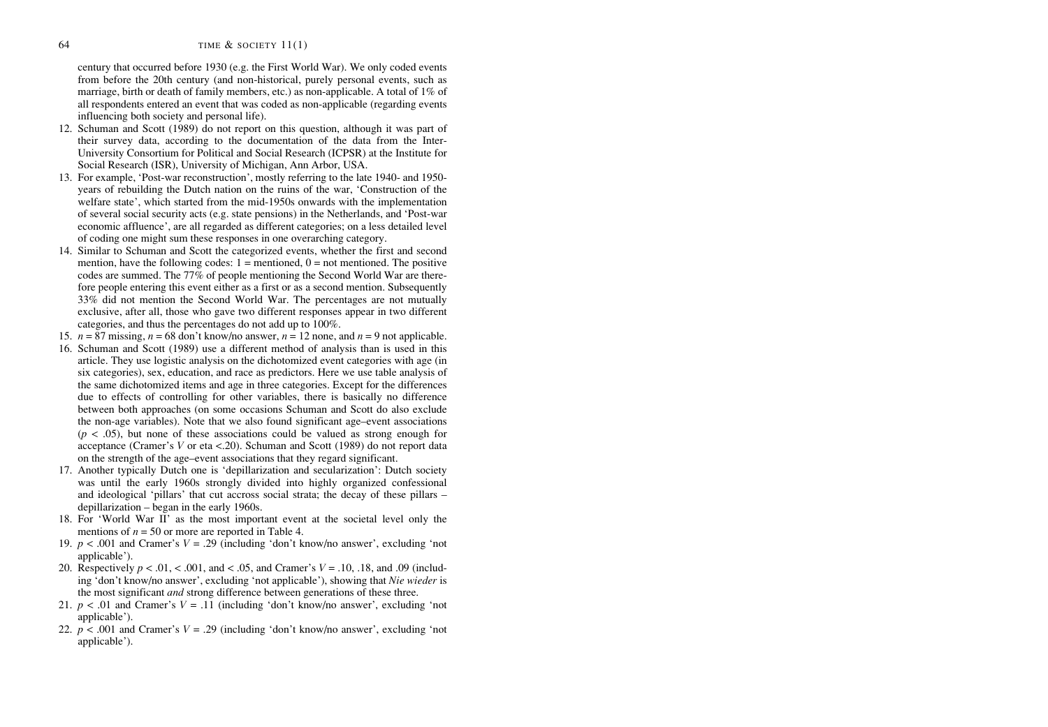century that occurred before 1930 (e.g. the First World War). We only coded events from before the 20th century (and non-historical, purely personal events, such as marriage, birth or death of family members, etc.) as non-applicable. A total of 1% of all respondents entered an event that was coded as non-applicable (regarding events influencing both society and personal life).

12. Schuman and Scott (1989) do not report on this question, although it was part of their survey data, according to the documentation of the data from the Inter-University Consortium for Political and Social Research (ICPSR) at the Institute for Social Research (ISR), University of Michigan, Ann Arbor, USA.
13. For example, 'Post-war reconstruction', mostly referring to the late 1940- and 1950-years of rebuilding the Dutch nation on the ruins of the war, 'Construction of the welfare state', which started from the mid-1950s onwards with the implementation of several social security acts (e.g. state pensions) in the Netherlands, and 'Post-war economic affluence', are all regarded as different categories; on a less detailed level of coding one might sum these responses in one overarching category.
14. Similar to Schuman and Scott the categorized events, whether the first and second mention, have the following codes: 1 = mentioned, 0 = not mentioned. The positive codes are summed. The 77% of people mentioning the Second World War are therefore people entering this event either as a first or as a second mention. Subsequently 33% did not mention the Second World War. The percentages are not mutually exclusive, after all, those who gave two different responses appear in two different categories, and thus the percentages do not add up to 100%.
15. $n = 87$ missing, $n = 68$ don't know/no answer, $n = 12$ none, and $n = 9$ not applicable.
16. Schuman and Scott (1989) use a different method of analysis than is used in this article. They use logistic analysis on the dichotomized event categories with age (in six categories), sex, education, and race as predictors. Here we use table analysis of the same dichotomized items and age in three categories. Except for the differences due to effects of controlling for other variables, there is basically no difference between both approaches (on some occasions Schuman and Scott do also exclude the non-age variables). Note that we also found significant age–event associations ($p < .05$), but none of these associations could be valued as strong enough for acceptance (Cramer's $V$ or eta <.20). Schuman and Scott (1989) do not report data on the strength of the age–event associations that they regard significant.
17. Another typically Dutch one is 'depillarization and secularization': Dutch society was until the early 1960s strongly divided into highly organized confessional and ideological 'pillars' that cut accross social strata; the decay of these pillars – depillarization – began in the early 1960s.
18. For 'World War II' as the most important event at the societal level only the mentions of $n = 50$ or more are reported in Table 4.
19. $p < .001$ and Cramer's $V = .29$ (including 'don't know/no answer', excluding 'not applicable').
20. Respectively $p < .01$, $< .001$, and $< .05$, and Cramer's $V = .10$, .18, and .09 (including 'don't know/no answer', excluding 'not applicable'), showing that *Nie wieder* is the most significant *and* strong difference between generations of these three.
21. $p < .01$ and Cramer's $V = .11$ (including 'don't know/no answer', excluding 'not applicable').
22. $p < .001$ and Cramer's $V = .29$ (including 'don't know/no answer', excluding 'not applicable').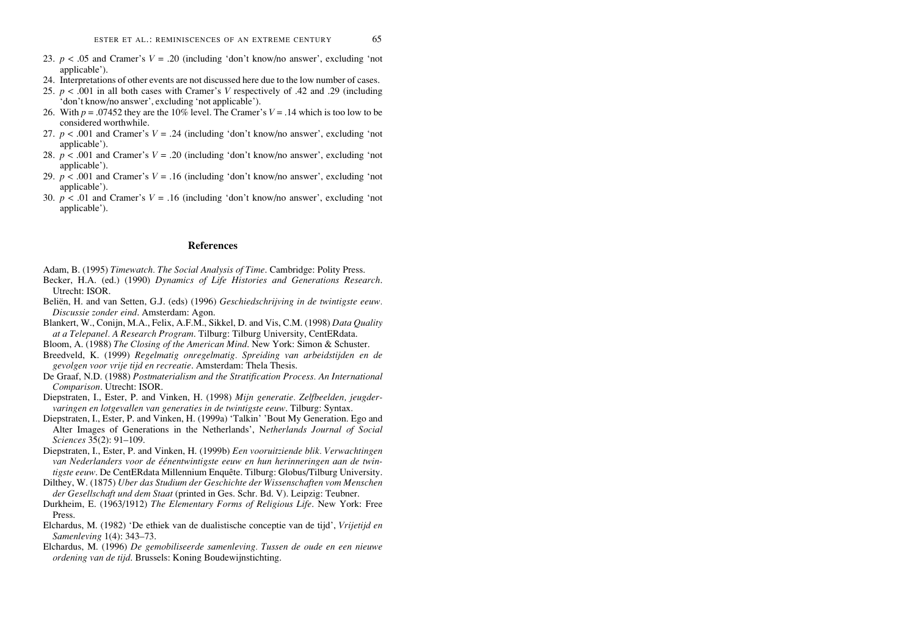23. $p < .05$ and Cramer's $V = .20$ (including 'don't know/no answer', excluding 'not applicable').
24. Interpretations of other events are not discussed here due to the low number of cases.
25. $p < .001$ in all both cases with Cramer's $V$ respectively of .42 and .29 (including 'don't know/no answer', excluding 'not applicable').
26. With $p = .07452$ they are the 10% level. The Cramer's $V = .14$ which is too low to be considered worthwhile.
27. $p < .001$ and Cramer's $V = .24$ (including 'don't know/no answer', excluding 'not applicable').
28. $p < .001$ and Cramer's $V = .20$ (including 'don't know/no answer', excluding 'not applicable').
29. $p < .001$ and Cramer's $V = .16$ (including 'don't know/no answer', excluding 'not applicable').
30. $p < .01$ and Cramer's $V = .16$ (including 'don't know/no answer', excluding 'not applicable').

## References

Adam, B. (1995) *Timewatch. The Social Analysis of Time*. Cambridge: Polity Press.

Becker, H.A. (ed.) (1990) *Dynamics of Life Histories and Generations Research*. Utrecht: ISOR.

Beliën, H. and van Setten, G.J. (eds) (1996) *Geschiedschrijving in de twintigste eeuw. Discussie zonder eind*. Amsterdam: Agon.

Blankert, W., Conijn, M.A., Felix, A.F.M., Sikkel, D. and Vis, C.M. (1998) *Data Quality at a Telepanel. A Research Program*. Tilburg: Tilburg University, CentERdata.

Bloom, A. (1988) *The Closing of the American Mind*. New York: Simon & Schuster.

Breedveld, K. (1999) *Regelmatig onregelmatig. Spreiding van arbeidstijden en de gevolgen voor vrije tijd en recreatie*. Amsterdam: Thela Thesis.

De Graaf, N.D. (1988) *Postmaterialism and the Stratification Process. An International Comparison*. Utrecht: ISOR.

Diepstraten, I., Ester, P. and Vinken, H. (1998) *Mijn generatie. Zelfbeelden, jeugdervaringen en lotgevallen van generaties in de twintigste eeuw*. Tilburg: Syntax.

Diepstraten, I., Ester, P. and Vinken, H. (1999a) 'Talkin' 'Bout My Generation. Ego and Alter Images of Generations in the Netherlands', *Netherlands Journal of Social Sciences* 35(2): 91–109.

Diepstraten, I., Ester, P. and Vinken, H. (1999b) *Een vooruitziende blik. Verwachtingen van Nederlanders voor de éénentwintigste eeuw en hun herinneringen aan de twintigste eeuw*. De CentERdata Millennium Enquête. Tilburg: Globus/Tilburg University.

Dilthey, W. (1875) *Uber das Studium der Geschichte der Wissenschaften vom Menschen der Gesellschaft und dem Staat* (printed in Ges. Schr. Bd. V). Leipzig: Teubner.

Durkheim, E. (1963/1912) *The Elementary Forms of Religious Life*. New York: Free Press.

Elchardus, M. (1982) 'De ethiek van de dualistische conceptie van de tijd', *Vrijetijd en Samenleving* 1(4): 343–73.

Elchardus, M. (1996) *De gemobiliseerde samenleving. Tussen de oude en een nieuwe ordening van de tijd*. Brussels: Koning Boudewijnstichting.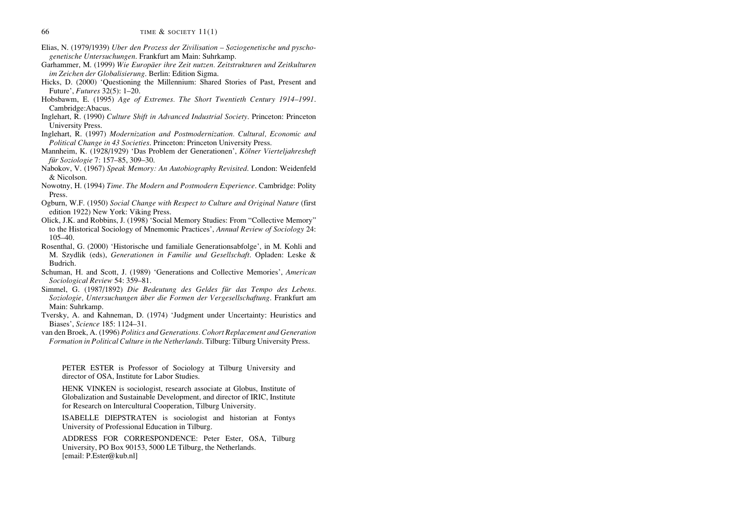Elias, N. (1979/1939) *Über den Prozess der Zivilisation – Soziogenetische und pyschogenetische Untersuchungen*. Frankfurt am Main: Suhrkamp.

Garhammer, M. (1999) *Wie Europäer ihre Zeit nutzen. Zeitstrukturen und Zeitkulturen im Zeichen der Globalisierung*. Berlin: Edition Sigma.

Hicks, D. (2000) 'Questioning the Millennium: Shared Stories of Past, Present and Future', *Futures* 32(5): 1–20.

Hobsbawm, E. (1995) *Age of Extremes. The Short Twentieth Century 1914–1991*. Cambridge:Abacus.

Inglehart, R. (1990) *Culture Shift in Advanced Industrial Society*. Princeton: Princeton University Press.

Inglehart, R. (1997) *Modernization and Postmodernization. Cultural, Economic and Political Change in 43 Societies*. Princeton: Princeton University Press.

Mannheim, K. (1928/1929) 'Das Problem der Generationen', *Kölner Vierteljahresheft für Soziologie* 7: 157–85, 309–30.

Nabokov, V. (1967) *Speak Memory: An Autobiography Revisited*. London: Weidenfeld & Nicolson.

Nowotny, H. (1994) *Time. The Modern and Postmodern Experience*. Cambridge: Polity Press.

Ogburn, W.F. (1950) *Social Change with Respect to Culture and Original Nature* (first edition 1922) New York: Viking Press.

Olick, J.K. and Robbins, J. (1998) 'Social Memory Studies: From "Collective Memory" to the Historical Sociology of Mnemonic Practices', *Annual Review of Sociology* 24: 105–40.

Rosenthal, G. (2000) 'Historische und familiale Generationsabfolge', in M. Kohli and M. Szydlik (eds), *Generationen in Familie und Gesellschaft*. Opladen: Leske & Budrich.

Schuman, H. and Scott, J. (1989) 'Generations and Collective Memories', *American Sociological Review* 54: 359–81.

Simmel, G. (1987/1892) *Die Bedeutung des Geldes für das Tempo des Lebens. Soziologie, Untersuchungen über die Formen der Vergesellschaftung*. Frankfurt am Main: Suhrkamp.

Tversky, A. and Kahneman, D. (1974) 'Judgment under Uncertainty: Heuristics and Biases', *Science* 185: 1124–31.

van den Broek, A. (1996) *Politics and Generations. Cohort Replacement and Generation Formation in Political Culture in the Netherlands*. Tilburg: Tilburg University Press.

PETER ESTER is Professor of Sociology at Tilburg University and director of OSA, Institute for Labor Studies.

HENK VINKEN is sociologist, research associate at Globus, Institute of Globalization and Sustainable Development, and director of IRIC, Institute for Research on Intercultural Cooperation, Tilburg University.

ISABELLE DIEPSTRATEN is sociologist and historian at Fontys University of Professional Education in Tilburg.

ADDRESS FOR CORRESPONDENCE: Peter Ester, OSA, Tilburg University, PO Box 90153, 5000 LE Tilburg, the Netherlands. [email: P.Ester@kub.nl]